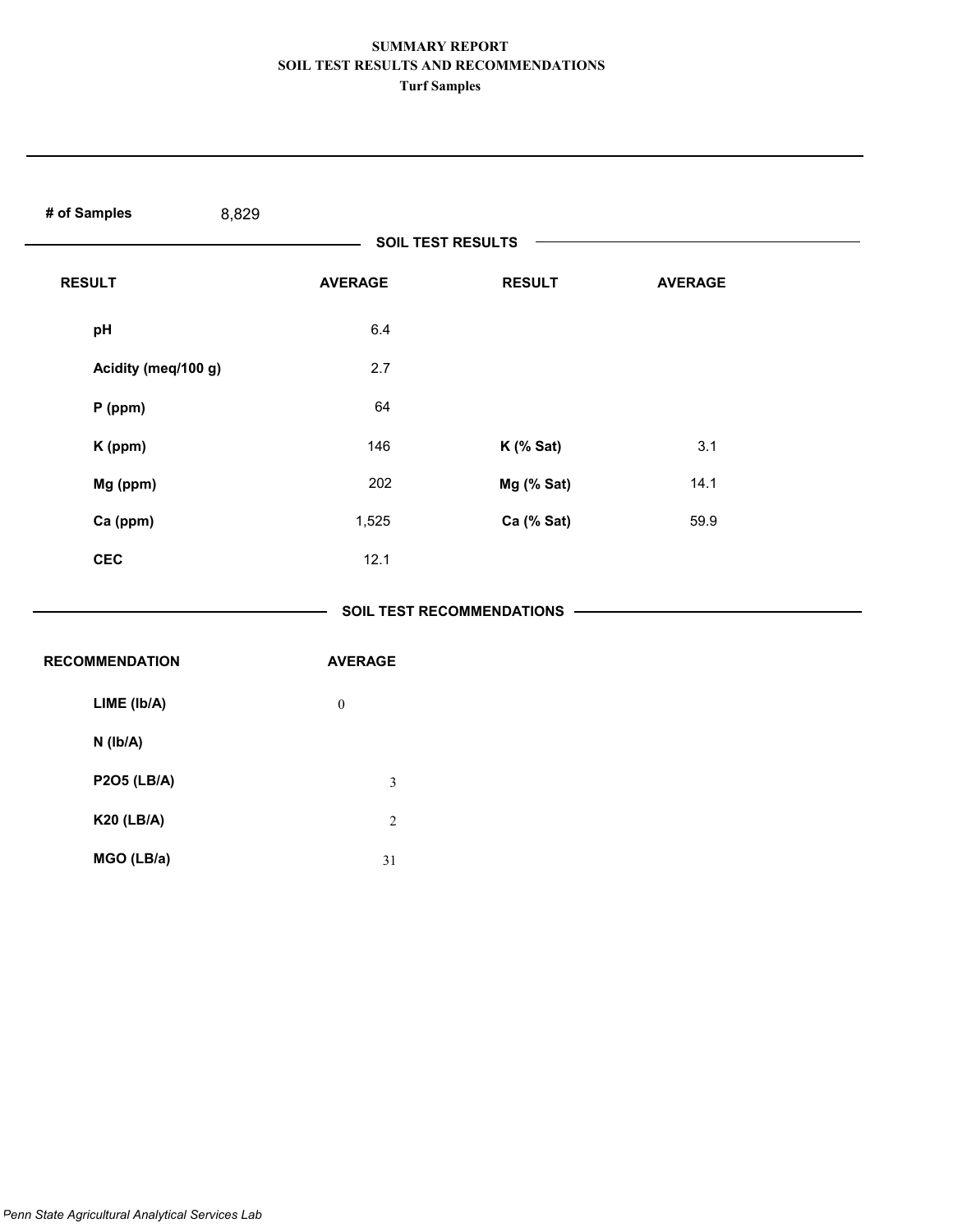**SUMMARY REPORT**
**SOIL TEST RESULTS AND RECOMMENDATIONS**
**Turf Samples**

**# of Samples** 8,829

## SOIL TEST RESULTS

| RESULT | AVERAGE | RESULT | AVERAGE |
|---|---|---|---|
| pH | 6.4 | | |
| Acidity (meq/100 g) | 2.7 | | |
| P (ppm) | 64 | | |
| K (ppm) | 146 | K (% Sat) | 3.1 |
| Mg (ppm) | 202 | Mg (% Sat) | 14.1 |
| Ca (ppm) | 1,525 | Ca (% Sat) | 59.9 |
| CEC | 12.1 | | |

## SOIL TEST RECOMMENDATIONS

| RECOMMENDATION | AVERAGE |
|---|---|
| LIME (lb/A) | 0 |
| N (lb/A) | |
| P2O5 (LB/A) | 3 |
| K20 (LB/A) | 2 |
| MGO (LB/a) | 31 |

*Penn State Agricultural Analytical Services Lab*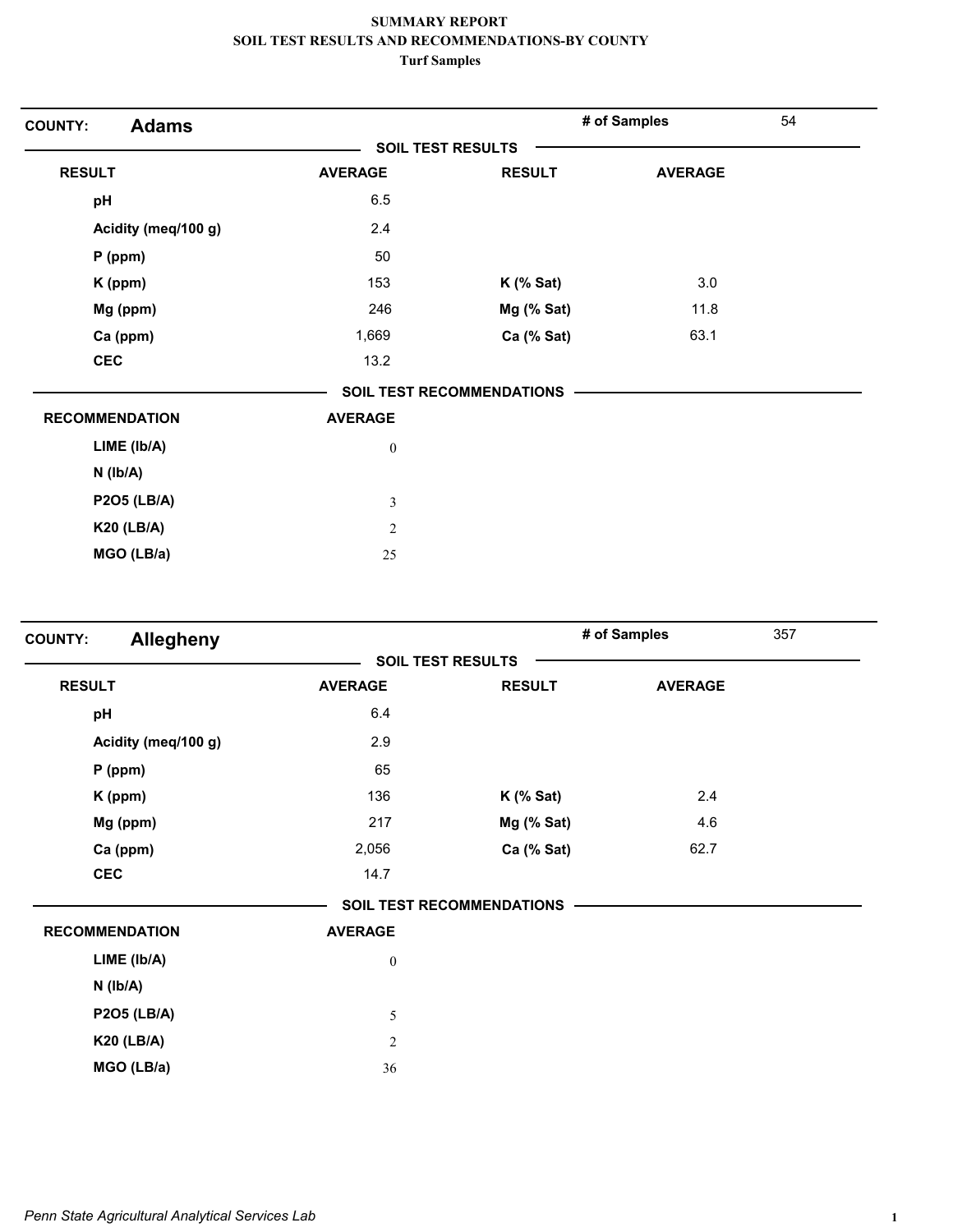**SUMMARY REPORT**
**SOIL TEST RESULTS AND RECOMMENDATIONS-BY COUNTY**
**Turf Samples**

## COUNTY: Adams

**# of Samples** 54

**SOIL TEST RESULTS**

| RESULT | AVERAGE | RESULT | AVERAGE |
|---|---|---|---|
| pH | 6.5 | | |
| Acidity (meq/100 g) | 2.4 | | |
| P (ppm) | 50 | | |
| K (ppm) | 153 | K (% Sat) | 3.0 |
| Mg (ppm) | 246 | Mg (% Sat) | 11.8 |
| Ca (ppm) | 1,669 | Ca (% Sat) | 63.1 |
| CEC | 13.2 | | |

**SOIL TEST RECOMMENDATIONS**

| RECOMMENDATION | AVERAGE |
|---|---|
| LIME (lb/A) | 0 |
| N (lb/A) | |
| P2O5 (LB/A) | 3 |
| K20 (LB/A) | 2 |
| MGO (LB/a) | 25 |

## COUNTY: Allegheny

**# of Samples** 357

**SOIL TEST RESULTS**

| RESULT | AVERAGE | RESULT | AVERAGE |
|---|---|---|---|
| pH | 6.4 | | |
| Acidity (meq/100 g) | 2.9 | | |
| P (ppm) | 65 | | |
| K (ppm) | 136 | K (% Sat) | 2.4 |
| Mg (ppm) | 217 | Mg (% Sat) | 4.6 |
| Ca (ppm) | 2,056 | Ca (% Sat) | 62.7 |
| CEC | 14.7 | | |

**SOIL TEST RECOMMENDATIONS**

| RECOMMENDATION | AVERAGE |
|---|---|
| LIME (lb/A) | 0 |
| N (lb/A) | |
| P2O5 (LB/A) | 5 |
| K20 (LB/A) | 2 |
| MGO (LB/a) | 36 |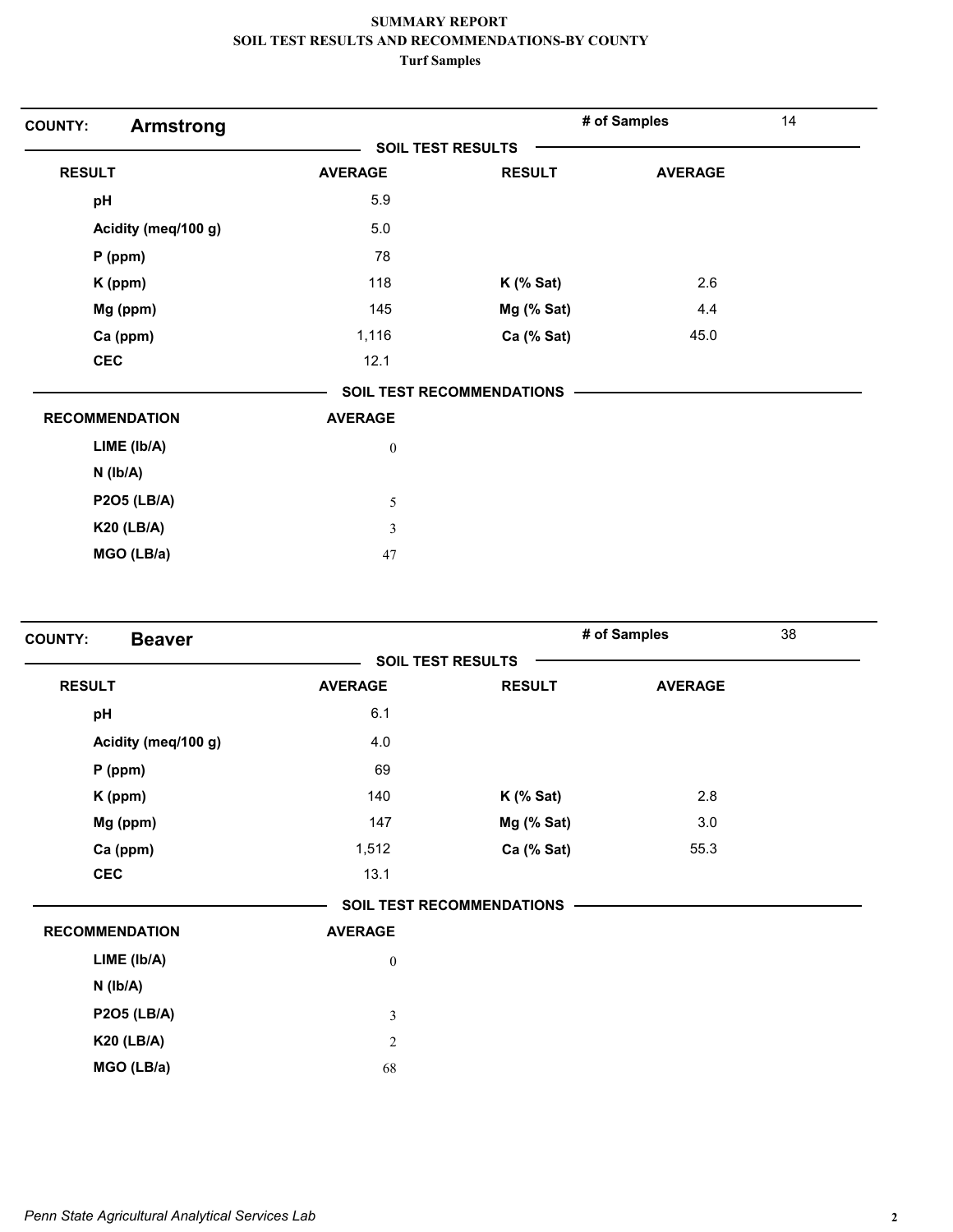SUMMARY REPORT
SOIL TEST RESULTS AND RECOMMENDATIONS-BY COUNTY
Turf Samples

## COUNTY: Armstrong

**# of Samples** 14

### SOIL TEST RESULTS

| RESULT | AVERAGE | RESULT | AVERAGE |
|---|---|---|---|
| pH | 5.9 | | |
| Acidity (meq/100 g) | 5.0 | | |
| P (ppm) | 78 | | |
| K (ppm) | 118 | K (% Sat) | 2.6 |
| Mg (ppm) | 145 | Mg (% Sat) | 4.4 |
| Ca (ppm) | 1,116 | Ca (% Sat) | 45.0 |
| CEC | 12.1 | | |

### SOIL TEST RECOMMENDATIONS

| RECOMMENDATION | AVERAGE |
|---|---|
| LIME (lb/A) | 0 |
| N (lb/A) | |
| P2O5 (LB/A) | 5 |
| K20 (LB/A) | 3 |
| MGO (LB/a) | 47 |

## COUNTY: Beaver

**# of Samples** 38

### SOIL TEST RESULTS

| RESULT | AVERAGE | RESULT | AVERAGE |
|---|---|---|---|
| pH | 6.1 | | |
| Acidity (meq/100 g) | 4.0 | | |
| P (ppm) | 69 | | |
| K (ppm) | 140 | K (% Sat) | 2.8 |
| Mg (ppm) | 147 | Mg (% Sat) | 3.0 |
| Ca (ppm) | 1,512 | Ca (% Sat) | 55.3 |
| CEC | 13.1 | | |

### SOIL TEST RECOMMENDATIONS

| RECOMMENDATION | AVERAGE |
|---|---|
| LIME (lb/A) | 0 |
| N (lb/A) | |
| P2O5 (LB/A) | 3 |
| K20 (LB/A) | 2 |
| MGO (LB/a) | 68 |

*Penn State Agricultural Analytical Services Lab*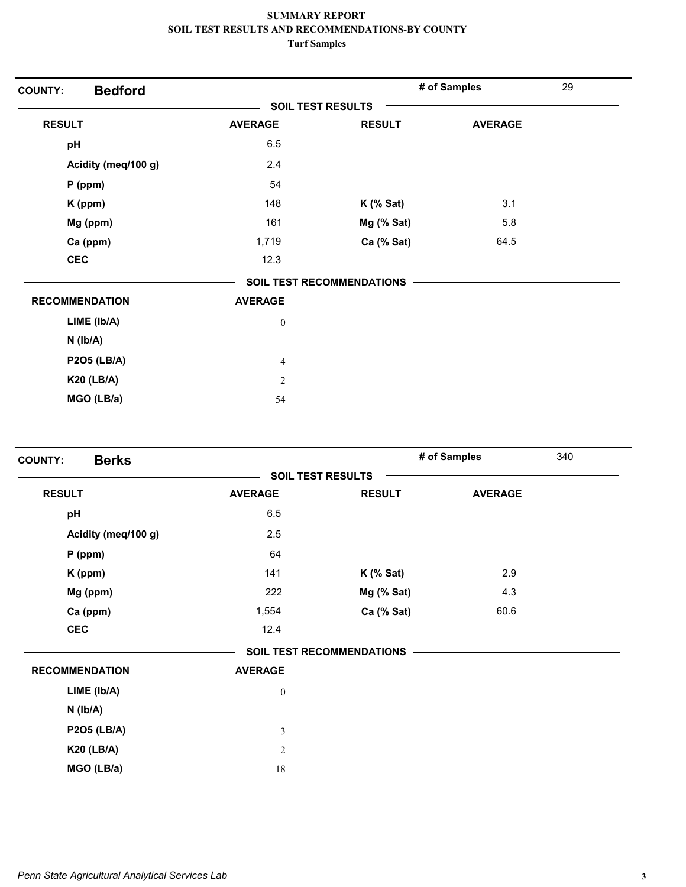**SUMMARY REPORT**
**SOIL TEST RESULTS AND RECOMMENDATIONS-BY COUNTY**
**Turf Samples**

**COUNTY:** **Bedford** | **# of Samples** 29

**SOIL TEST RESULTS**

| RESULT | AVERAGE | RESULT | AVERAGE |
|---|---|---|---|
| pH | 6.5 | | |
| Acidity (meq/100 g) | 2.4 | | |
| P (ppm) | 54 | | |
| K (ppm) | 148 | K (% Sat) | 3.1 |
| Mg (ppm) | 161 | Mg (% Sat) | 5.8 |
| Ca (ppm) | 1,719 | Ca (% Sat) | 64.5 |
| CEC | 12.3 | | |

**SOIL TEST RECOMMENDATIONS**

| RECOMMENDATION | AVERAGE |
|---|---|
| LIME (lb/A) | 0 |
| N (lb/A) | |
| P2O5 (LB/A) | 4 |
| K20 (LB/A) | 2 |
| MGO (LB/a) | 54 |

**COUNTY:** **Berks** | **# of Samples** 340

**SOIL TEST RESULTS**

| RESULT | AVERAGE | RESULT | AVERAGE |
|---|---|---|---|
| pH | 6.5 | | |
| Acidity (meq/100 g) | 2.5 | | |
| P (ppm) | 64 | | |
| K (ppm) | 141 | K (% Sat) | 2.9 |
| Mg (ppm) | 222 | Mg (% Sat) | 4.3 |
| Ca (ppm) | 1,554 | Ca (% Sat) | 60.6 |
| CEC | 12.4 | | |

**SOIL TEST RECOMMENDATIONS**

| RECOMMENDATION | AVERAGE |
|---|---|
| LIME (lb/A) | 0 |
| N (lb/A) | |
| P2O5 (LB/A) | 3 |
| K20 (LB/A) | 2 |
| MGO (LB/a) | 18 |

*Penn State Agricultural Analytical Services Lab*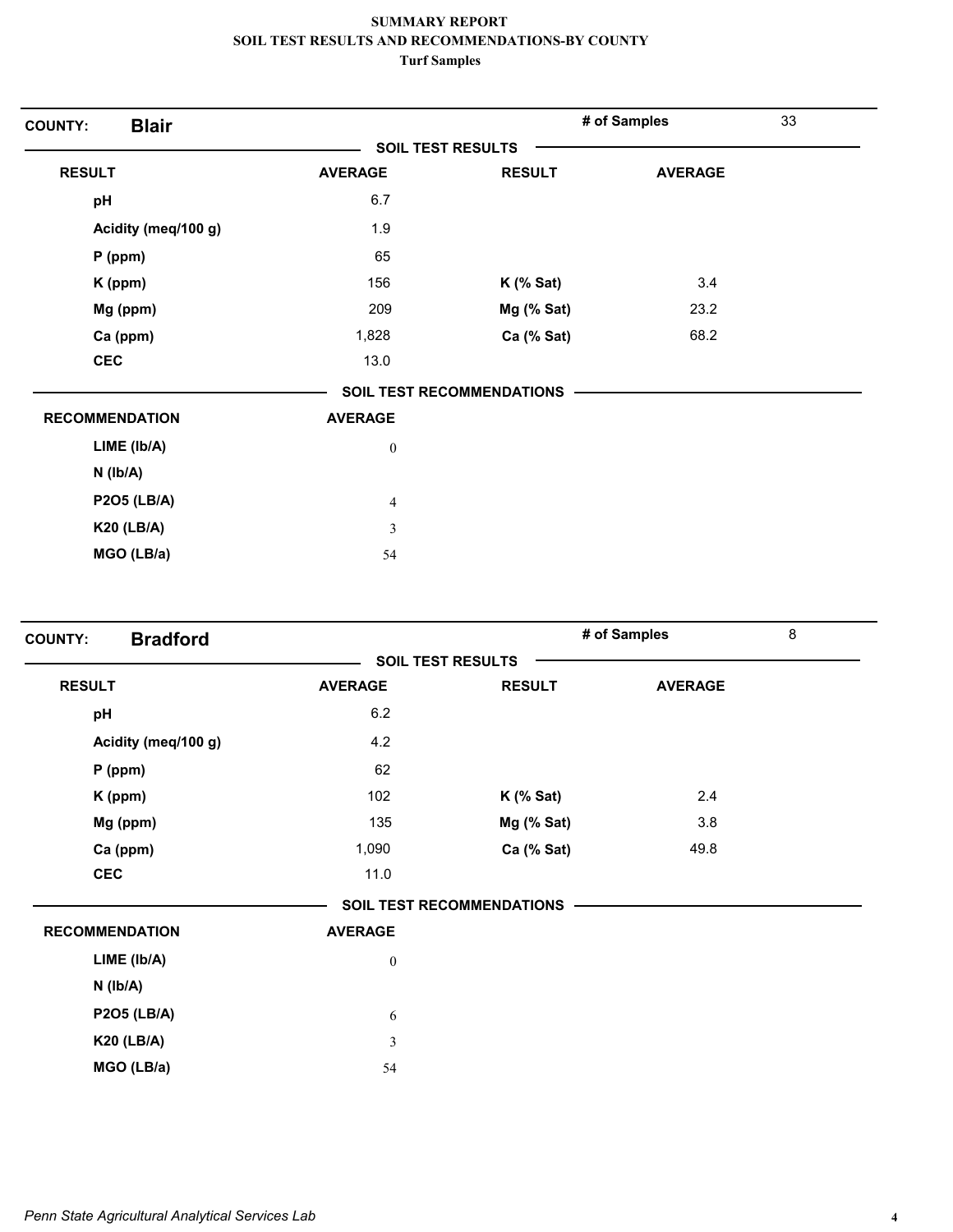**SUMMARY REPORT**
**SOIL TEST RESULTS AND RECOMMENDATIONS-BY COUNTY**
**Turf Samples**

**COUNTY: Blair** | **# of Samples** 33

**SOIL TEST RESULTS**

| RESULT | AVERAGE | RESULT | AVERAGE |
|---|---|---|---|
| pH | 6.7 | | |
| Acidity (meq/100 g) | 1.9 | | |
| P (ppm) | 65 | | |
| K (ppm) | 156 | K (% Sat) | 3.4 |
| Mg (ppm) | 209 | Mg (% Sat) | 23.2 |
| Ca (ppm) | 1,828 | Ca (% Sat) | 68.2 |
| CEC | 13.0 | | |

**SOIL TEST RECOMMENDATIONS**

| RECOMMENDATION | AVERAGE |
|---|---|
| LIME (lb/A) | 0 |
| N (lb/A) | |
| P2O5 (LB/A) | 4 |
| K20 (LB/A) | 3 |
| MGO (LB/a) | 54 |

**COUNTY: Bradford** | **# of Samples** 8

**SOIL TEST RESULTS**

| RESULT | AVERAGE | RESULT | AVERAGE |
|---|---|---|---|
| pH | 6.2 | | |
| Acidity (meq/100 g) | 4.2 | | |
| P (ppm) | 62 | | |
| K (ppm) | 102 | K (% Sat) | 2.4 |
| Mg (ppm) | 135 | Mg (% Sat) | 3.8 |
| Ca (ppm) | 1,090 | Ca (% Sat) | 49.8 |
| CEC | 11.0 | | |

**SOIL TEST RECOMMENDATIONS**

| RECOMMENDATION | AVERAGE |
|---|---|
| LIME (lb/A) | 0 |
| N (lb/A) | |
| P2O5 (LB/A) | 6 |
| K20 (LB/A) | 3 |
| MGO (LB/a) | 54 |

*Penn State Agricultural Analytical Services Lab*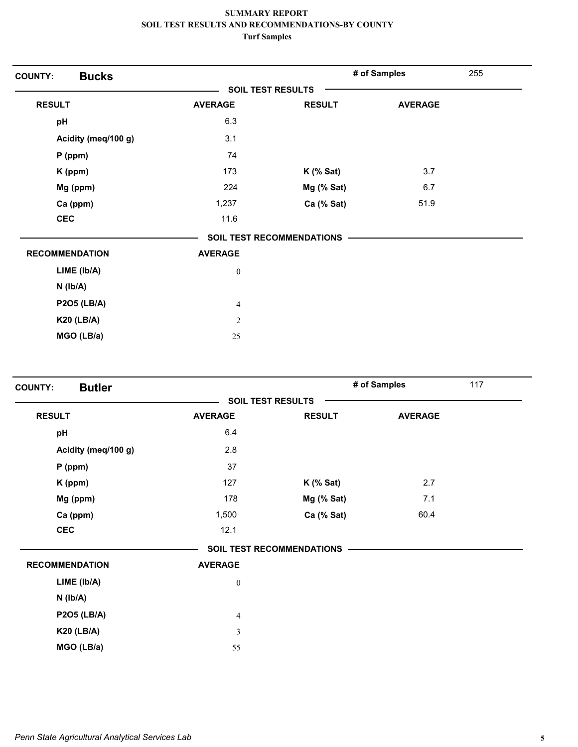# SUMMARY REPORT
## SOIL TEST RESULTS AND RECOMMENDATIONS-BY COUNTY
### Turf Samples

**COUNTY: Bucks** — **# of Samples** 255

**SOIL TEST RESULTS**

| RESULT | AVERAGE | RESULT | AVERAGE |
|---|---|---|---|
| pH | 6.3 | | |
| Acidity (meq/100 g) | 3.1 | | |
| P (ppm) | 74 | | |
| K (ppm) | 173 | K (% Sat) | 3.7 |
| Mg (ppm) | 224 | Mg (% Sat) | 6.7 |
| Ca (ppm) | 1,237 | Ca (% Sat) | 51.9 |
| CEC | 11.6 | | |

**SOIL TEST RECOMMENDATIONS**

| RECOMMENDATION | AVERAGE |
|---|---|
| LIME (lb/A) | 0 |
| N (lb/A) | |
| P2O5 (LB/A) | 4 |
| K20 (LB/A) | 2 |
| MGO (LB/a) | 25 |

**COUNTY: Butler** — **# of Samples** 117

**SOIL TEST RESULTS**

| RESULT | AVERAGE | RESULT | AVERAGE |
|---|---|---|---|
| pH | 6.4 | | |
| Acidity (meq/100 g) | 2.8 | | |
| P (ppm) | 37 | | |
| K (ppm) | 127 | K (% Sat) | 2.7 |
| Mg (ppm) | 178 | Mg (% Sat) | 7.1 |
| Ca (ppm) | 1,500 | Ca (% Sat) | 60.4 |
| CEC | 12.1 | | |

**SOIL TEST RECOMMENDATIONS**

| RECOMMENDATION | AVERAGE |
|---|---|
| LIME (lb/A) | 0 |
| N (lb/A) | |
| P2O5 (LB/A) | 4 |
| K20 (LB/A) | 3 |
| MGO (LB/a) | 55 |

*Penn State Agricultural Analytical Services Lab*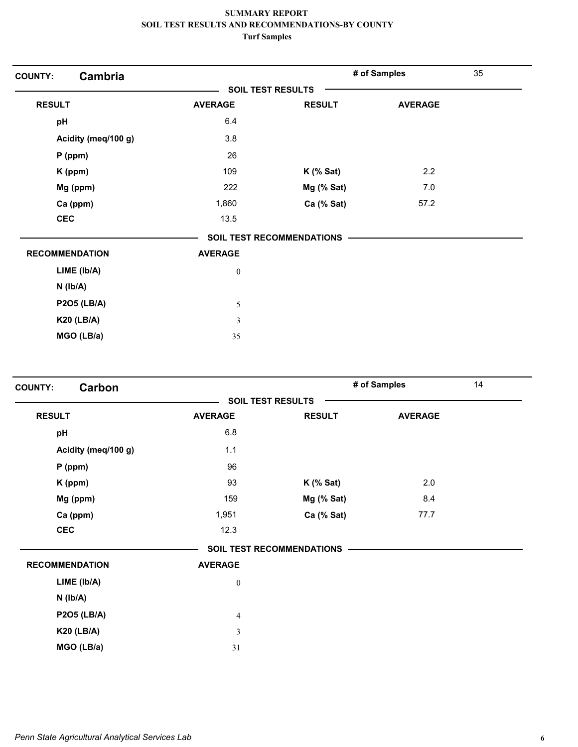**SUMMARY REPORT**
**SOIL TEST RESULTS AND RECOMMENDATIONS-BY COUNTY**
**Turf Samples**

**COUNTY: Cambria** — # of Samples: 35

**SOIL TEST RESULTS**

| RESULT | AVERAGE | RESULT | AVERAGE |
|---|---|---|---|
| pH | 6.4 | | |
| Acidity (meq/100 g) | 3.8 | | |
| P (ppm) | 26 | | |
| K (ppm) | 109 | K (% Sat) | 2.2 |
| Mg (ppm) | 222 | Mg (% Sat) | 7.0 |
| Ca (ppm) | 1,860 | Ca (% Sat) | 57.2 |
| CEC | 13.5 | | |

**SOIL TEST RECOMMENDATIONS**

| RECOMMENDATION | AVERAGE |
|---|---|
| LIME (lb/A) | 0 |
| N (lb/A) | |
| P2O5 (LB/A) | 5 |
| K20 (LB/A) | 3 |
| MGO (LB/a) | 35 |

**COUNTY: Carbon** — # of Samples: 14

**SOIL TEST RESULTS**

| RESULT | AVERAGE | RESULT | AVERAGE |
|---|---|---|---|
| pH | 6.8 | | |
| Acidity (meq/100 g) | 1.1 | | |
| P (ppm) | 96 | | |
| K (ppm) | 93 | K (% Sat) | 2.0 |
| Mg (ppm) | 159 | Mg (% Sat) | 8.4 |
| Ca (ppm) | 1,951 | Ca (% Sat) | 77.7 |
| CEC | 12.3 | | |

**SOIL TEST RECOMMENDATIONS**

| RECOMMENDATION | AVERAGE |
|---|---|
| LIME (lb/A) | 0 |
| N (lb/A) | |
| P2O5 (LB/A) | 4 |
| K20 (LB/A) | 3 |
| MGO (LB/a) | 31 |

*Penn State Agricultural Analytical Services Lab*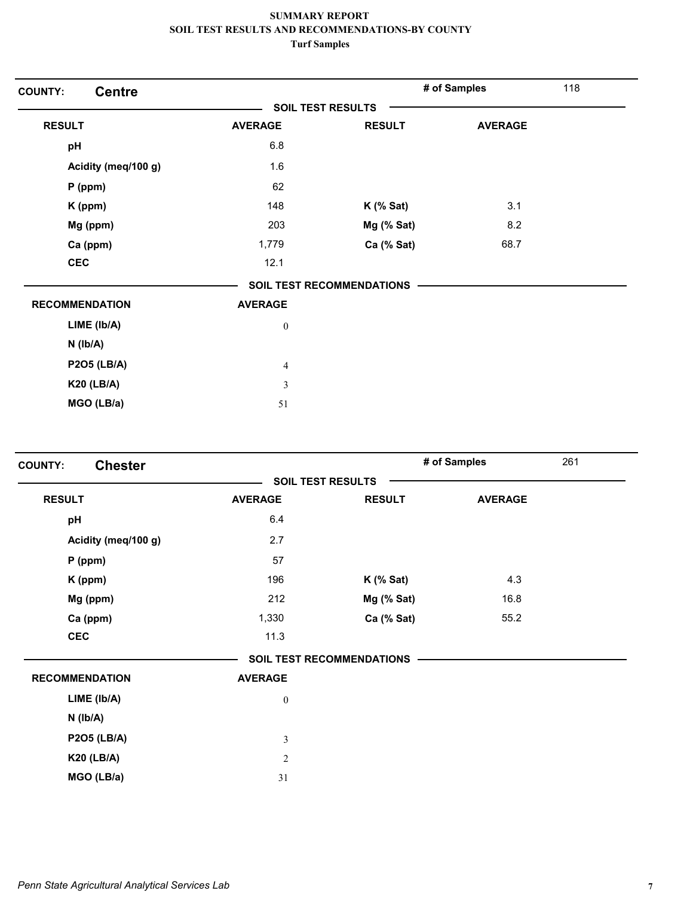# SUMMARY REPORT
## SOIL TEST RESULTS AND RECOMMENDATIONS-BY COUNTY
### Turf Samples

**COUNTY:** **Centre** | **# of Samples** 118

**SOIL TEST RESULTS**

| RESULT | AVERAGE | RESULT | AVERAGE |
|---|---|---|---|
| pH | 6.8 | | |
| Acidity (meq/100 g) | 1.6 | | |
| P (ppm) | 62 | | |
| K (ppm) | 148 | K (% Sat) | 3.1 |
| Mg (ppm) | 203 | Mg (% Sat) | 8.2 |
| Ca (ppm) | 1,779 | Ca (% Sat) | 68.7 |
| CEC | 12.1 | | |

**SOIL TEST RECOMMENDATIONS**

| RECOMMENDATION | AVERAGE |
|---|---|
| LIME (lb/A) | 0 |
| N (lb/A) | |
| P2O5 (LB/A) | 4 |
| K20 (LB/A) | 3 |
| MGO (LB/a) | 51 |

**COUNTY:** **Chester** | **# of Samples** 261

**SOIL TEST RESULTS**

| RESULT | AVERAGE | RESULT | AVERAGE |
|---|---|---|---|
| pH | 6.4 | | |
| Acidity (meq/100 g) | 2.7 | | |
| P (ppm) | 57 | | |
| K (ppm) | 196 | K (% Sat) | 4.3 |
| Mg (ppm) | 212 | Mg (% Sat) | 16.8 |
| Ca (ppm) | 1,330 | Ca (% Sat) | 55.2 |
| CEC | 11.3 | | |

**SOIL TEST RECOMMENDATIONS**

| RECOMMENDATION | AVERAGE |
|---|---|
| LIME (lb/A) | 0 |
| N (lb/A) | |
| P2O5 (LB/A) | 3 |
| K20 (LB/A) | 2 |
| MGO (LB/a) | 31 |

*Penn State Agricultural Analytical Services Lab*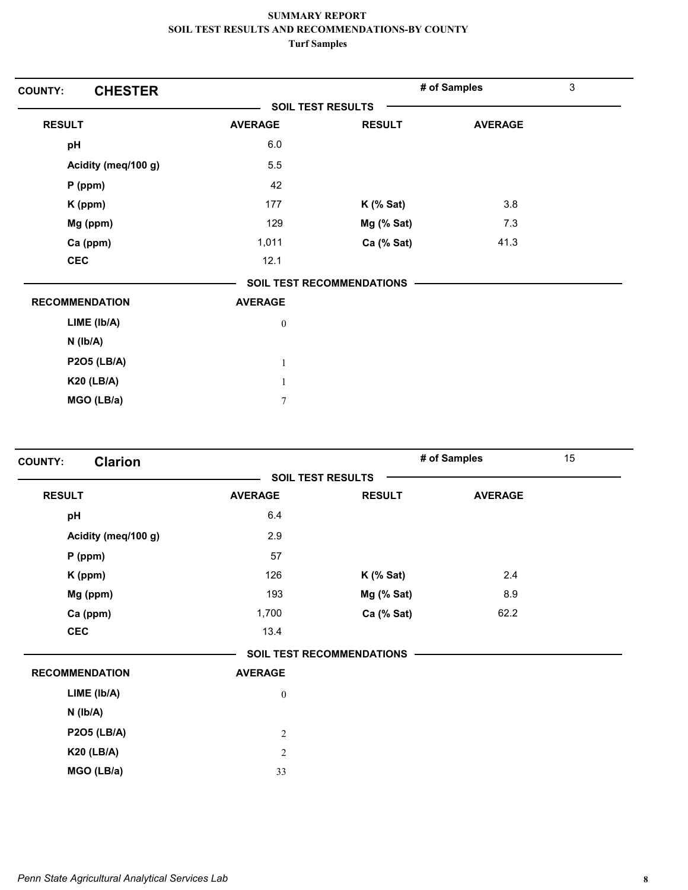# SUMMARY REPORT
## SOIL TEST RESULTS AND RECOMMENDATIONS-BY COUNTY
### Turf Samples

**COUNTY:** **CHESTER** | **# of Samples** 3

**SOIL TEST RESULTS**

| RESULT | AVERAGE | RESULT | AVERAGE |
|---|---|---|---|
| pH | 6.0 | | |
| Acidity (meq/100 g) | 5.5 | | |
| P (ppm) | 42 | | |
| K (ppm) | 177 | K (% Sat) | 3.8 |
| Mg (ppm) | 129 | Mg (% Sat) | 7.3 |
| Ca (ppm) | 1,011 | Ca (% Sat) | 41.3 |
| CEC | 12.1 | | |

**SOIL TEST RECOMMENDATIONS**

| RECOMMENDATION | AVERAGE |
|---|---|
| LIME (lb/A) | 0 |
| N (lb/A) | |
| P2O5 (LB/A) | 1 |
| K20 (LB/A) | 1 |
| MGO (LB/a) | 7 |

**COUNTY:** **Clarion** | **# of Samples** 15

**SOIL TEST RESULTS**

| RESULT | AVERAGE | RESULT | AVERAGE |
|---|---|---|---|
| pH | 6.4 | | |
| Acidity (meq/100 g) | 2.9 | | |
| P (ppm) | 57 | | |
| K (ppm) | 126 | K (% Sat) | 2.4 |
| Mg (ppm) | 193 | Mg (% Sat) | 8.9 |
| Ca (ppm) | 1,700 | Ca (% Sat) | 62.2 |
| CEC | 13.4 | | |

**SOIL TEST RECOMMENDATIONS**

| RECOMMENDATION | AVERAGE |
|---|---|
| LIME (lb/A) | 0 |
| N (lb/A) | |
| P2O5 (LB/A) | 2 |
| K20 (LB/A) | 2 |
| MGO (LB/a) | 33 |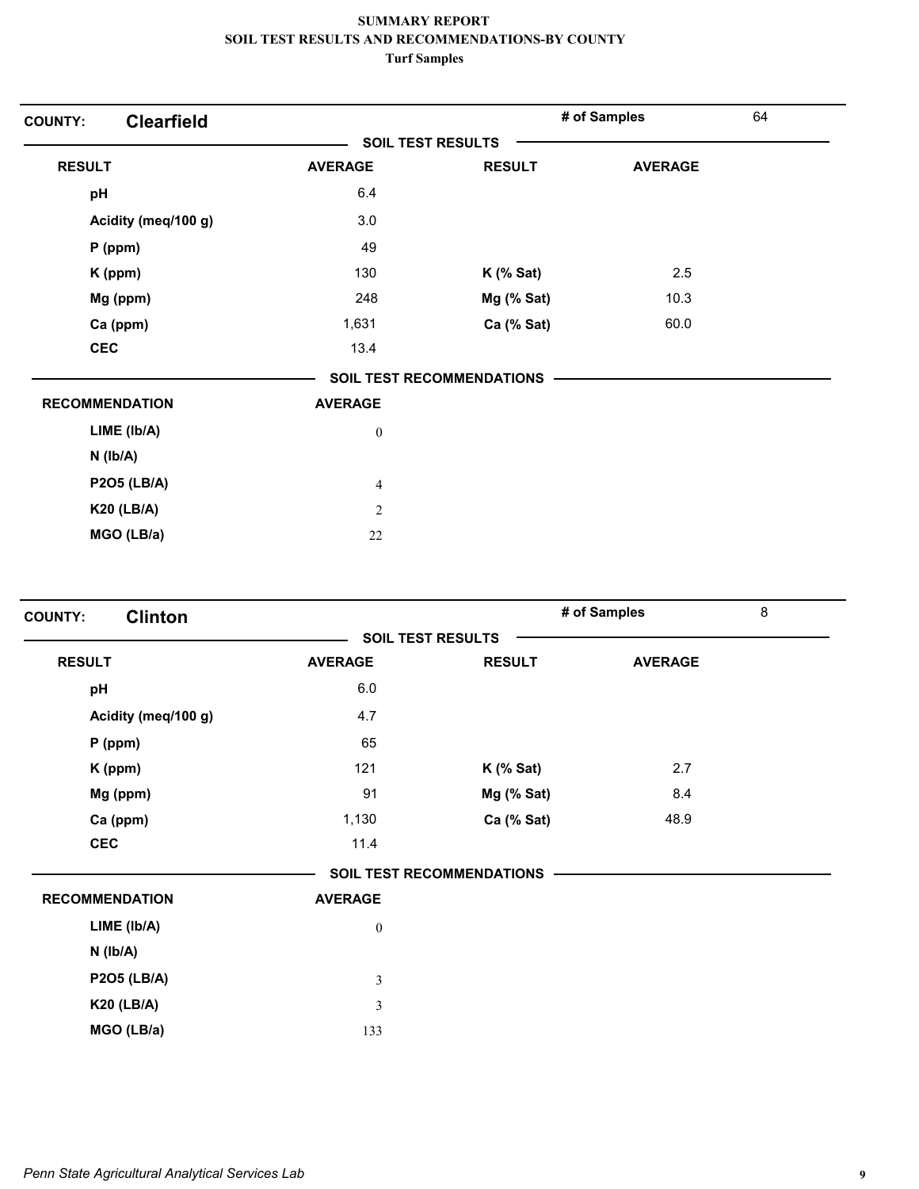**SUMMARY REPORT**
**SOIL TEST RESULTS AND RECOMMENDATIONS-BY COUNTY**
**Turf Samples**

**COUNTY: Clearfield** — **# of Samples** 64

**SOIL TEST RESULTS**

| RESULT | AVERAGE | RESULT | AVERAGE |
|---|---|---|---|
| pH | 6.4 | | |
| Acidity (meq/100 g) | 3.0 | | |
| P (ppm) | 49 | | |
| K (ppm) | 130 | K (% Sat) | 2.5 |
| Mg (ppm) | 248 | Mg (% Sat) | 10.3 |
| Ca (ppm) | 1,631 | Ca (% Sat) | 60.0 |
| CEC | 13.4 | | |

**SOIL TEST RECOMMENDATIONS**

| RECOMMENDATION | AVERAGE |
|---|---|
| LIME (lb/A) | 0 |
| N (lb/A) | |
| P2O5 (LB/A) | 4 |
| K20 (LB/A) | 2 |
| MGO (LB/a) | 22 |

**COUNTY: Clinton** — **# of Samples** 8

**SOIL TEST RESULTS**

| RESULT | AVERAGE | RESULT | AVERAGE |
|---|---|---|---|
| pH | 6.0 | | |
| Acidity (meq/100 g) | 4.7 | | |
| P (ppm) | 65 | | |
| K (ppm) | 121 | K (% Sat) | 2.7 |
| Mg (ppm) | 91 | Mg (% Sat) | 8.4 |
| Ca (ppm) | 1,130 | Ca (% Sat) | 48.9 |
| CEC | 11.4 | | |

**SOIL TEST RECOMMENDATIONS**

| RECOMMENDATION | AVERAGE |
|---|---|
| LIME (lb/A) | 0 |
| N (lb/A) | |
| P2O5 (LB/A) | 3 |
| K20 (LB/A) | 3 |
| MGO (LB/a) | 133 |

*Penn State Agricultural Analytical Services Lab*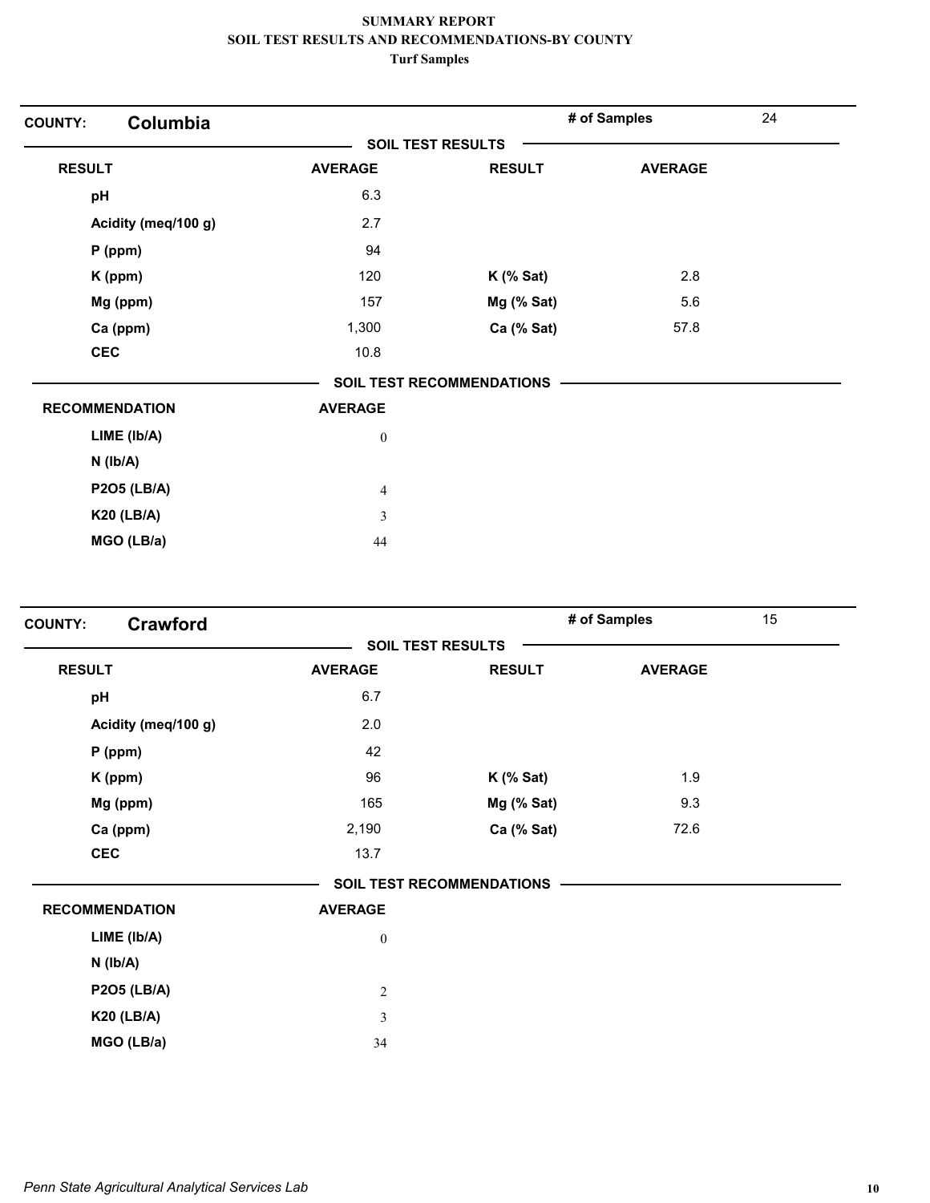**SUMMARY REPORT**
**SOIL TEST RESULTS AND RECOMMENDATIONS-BY COUNTY**
**Turf Samples**

**COUNTY: Columbia** | **# of Samples** 24

**SOIL TEST RESULTS**

| RESULT | AVERAGE | RESULT | AVERAGE |
|---|---|---|---|
| pH | 6.3 | | |
| Acidity (meq/100 g) | 2.7 | | |
| P (ppm) | 94 | | |
| K (ppm) | 120 | K (% Sat) | 2.8 |
| Mg (ppm) | 157 | Mg (% Sat) | 5.6 |
| Ca (ppm) | 1,300 | Ca (% Sat) | 57.8 |
| CEC | 10.8 | | |

**SOIL TEST RECOMMENDATIONS**

| RECOMMENDATION | AVERAGE |
|---|---|
| LIME (lb/A) | 0 |
| N (lb/A) | |
| P2O5 (LB/A) | 4 |
| K20 (LB/A) | 3 |
| MGO (LB/a) | 44 |

**COUNTY: Crawford** | **# of Samples** 15

**SOIL TEST RESULTS**

| RESULT | AVERAGE | RESULT | AVERAGE |
|---|---|---|---|
| pH | 6.7 | | |
| Acidity (meq/100 g) | 2.0 | | |
| P (ppm) | 42 | | |
| K (ppm) | 96 | K (% Sat) | 1.9 |
| Mg (ppm) | 165 | Mg (% Sat) | 9.3 |
| Ca (ppm) | 2,190 | Ca (% Sat) | 72.6 |
| CEC | 13.7 | | |

**SOIL TEST RECOMMENDATIONS**

| RECOMMENDATION | AVERAGE |
|---|---|
| LIME (lb/A) | 0 |
| N (lb/A) | |
| P2O5 (LB/A) | 2 |
| K20 (LB/A) | 3 |
| MGO (LB/a) | 34 |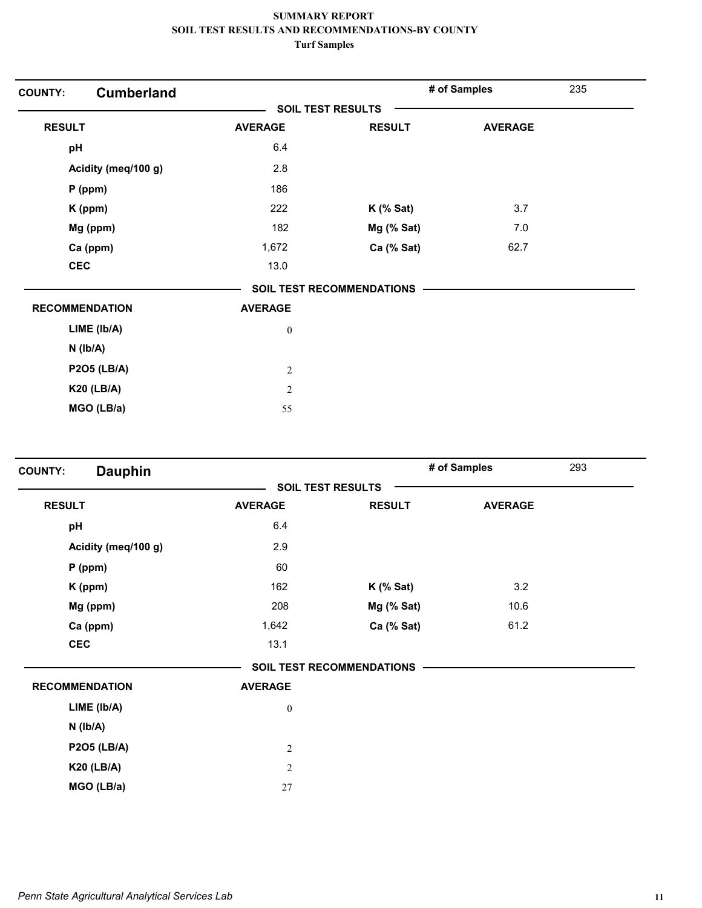**SUMMARY REPORT**
**SOIL TEST RESULTS AND RECOMMENDATIONS-BY COUNTY**
**Turf Samples**

**COUNTY: Cumberland** — **# of Samples** 235

**SOIL TEST RESULTS**

| RESULT | AVERAGE | RESULT | AVERAGE |
|---|---|---|---|
| pH | 6.4 | | |
| Acidity (meq/100 g) | 2.8 | | |
| P (ppm) | 186 | | |
| K (ppm) | 222 | K (% Sat) | 3.7 |
| Mg (ppm) | 182 | Mg (% Sat) | 7.0 |
| Ca (ppm) | 1,672 | Ca (% Sat) | 62.7 |
| CEC | 13.0 | | |

**SOIL TEST RECOMMENDATIONS**

| RECOMMENDATION | AVERAGE |
|---|---|
| LIME (lb/A) | 0 |
| N (lb/A) | |
| P2O5 (LB/A) | 2 |
| K20 (LB/A) | 2 |
| MGO (LB/a) | 55 |

**COUNTY: Dauphin** — **# of Samples** 293

**SOIL TEST RESULTS**

| RESULT | AVERAGE | RESULT | AVERAGE |
|---|---|---|---|
| pH | 6.4 | | |
| Acidity (meq/100 g) | 2.9 | | |
| P (ppm) | 60 | | |
| K (ppm) | 162 | K (% Sat) | 3.2 |
| Mg (ppm) | 208 | Mg (% Sat) | 10.6 |
| Ca (ppm) | 1,642 | Ca (% Sat) | 61.2 |
| CEC | 13.1 | | |

**SOIL TEST RECOMMENDATIONS**

| RECOMMENDATION | AVERAGE |
|---|---|
| LIME (lb/A) | 0 |
| N (lb/A) | |
| P2O5 (LB/A) | 2 |
| K20 (LB/A) | 2 |
| MGO (LB/a) | 27 |

*Penn State Agricultural Analytical Services Lab*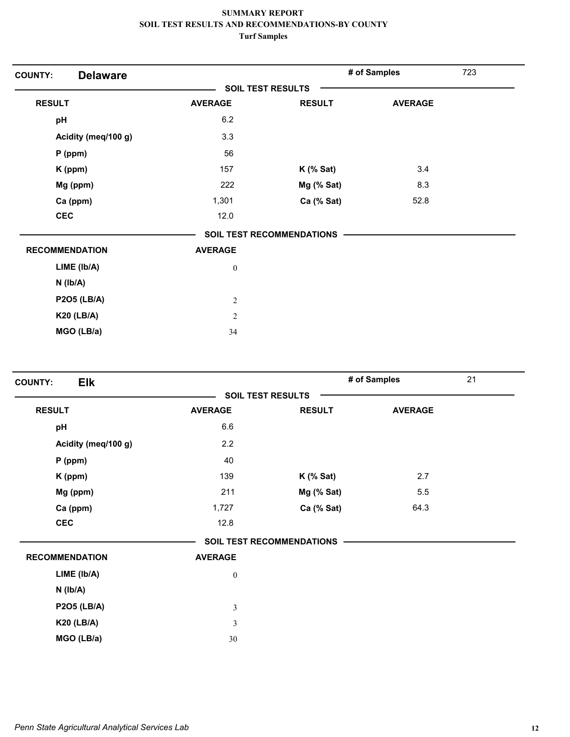# SUMMARY REPORT
## SOIL TEST RESULTS AND RECOMMENDATIONS-BY COUNTY
### Turf Samples

**COUNTY: Delaware** — # of Samples: 723

**SOIL TEST RESULTS**

| RESULT | AVERAGE | RESULT | AVERAGE |
|---|---|---|---|
| pH | 6.2 | | |
| Acidity (meq/100 g) | 3.3 | | |
| P (ppm) | 56 | | |
| K (ppm) | 157 | K (% Sat) | 3.4 |
| Mg (ppm) | 222 | Mg (% Sat) | 8.3 |
| Ca (ppm) | 1,301 | Ca (% Sat) | 52.8 |
| CEC | 12.0 | | |

**SOIL TEST RECOMMENDATIONS**

| RECOMMENDATION | AVERAGE |
|---|---|
| LIME (lb/A) | 0 |
| N (lb/A) | |
| P2O5 (LB/A) | 2 |
| K20 (LB/A) | 2 |
| MGO (LB/a) | 34 |

**COUNTY: Elk** — # of Samples: 21

**SOIL TEST RESULTS**

| RESULT | AVERAGE | RESULT | AVERAGE |
|---|---|---|---|
| pH | 6.6 | | |
| Acidity (meq/100 g) | 2.2 | | |
| P (ppm) | 40 | | |
| K (ppm) | 139 | K (% Sat) | 2.7 |
| Mg (ppm) | 211 | Mg (% Sat) | 5.5 |
| Ca (ppm) | 1,727 | Ca (% Sat) | 64.3 |
| CEC | 12.8 | | |

**SOIL TEST RECOMMENDATIONS**

| RECOMMENDATION | AVERAGE |
|---|---|
| LIME (lb/A) | 0 |
| N (lb/A) | |
| P2O5 (LB/A) | 3 |
| K20 (LB/A) | 3 |
| MGO (LB/a) | 30 |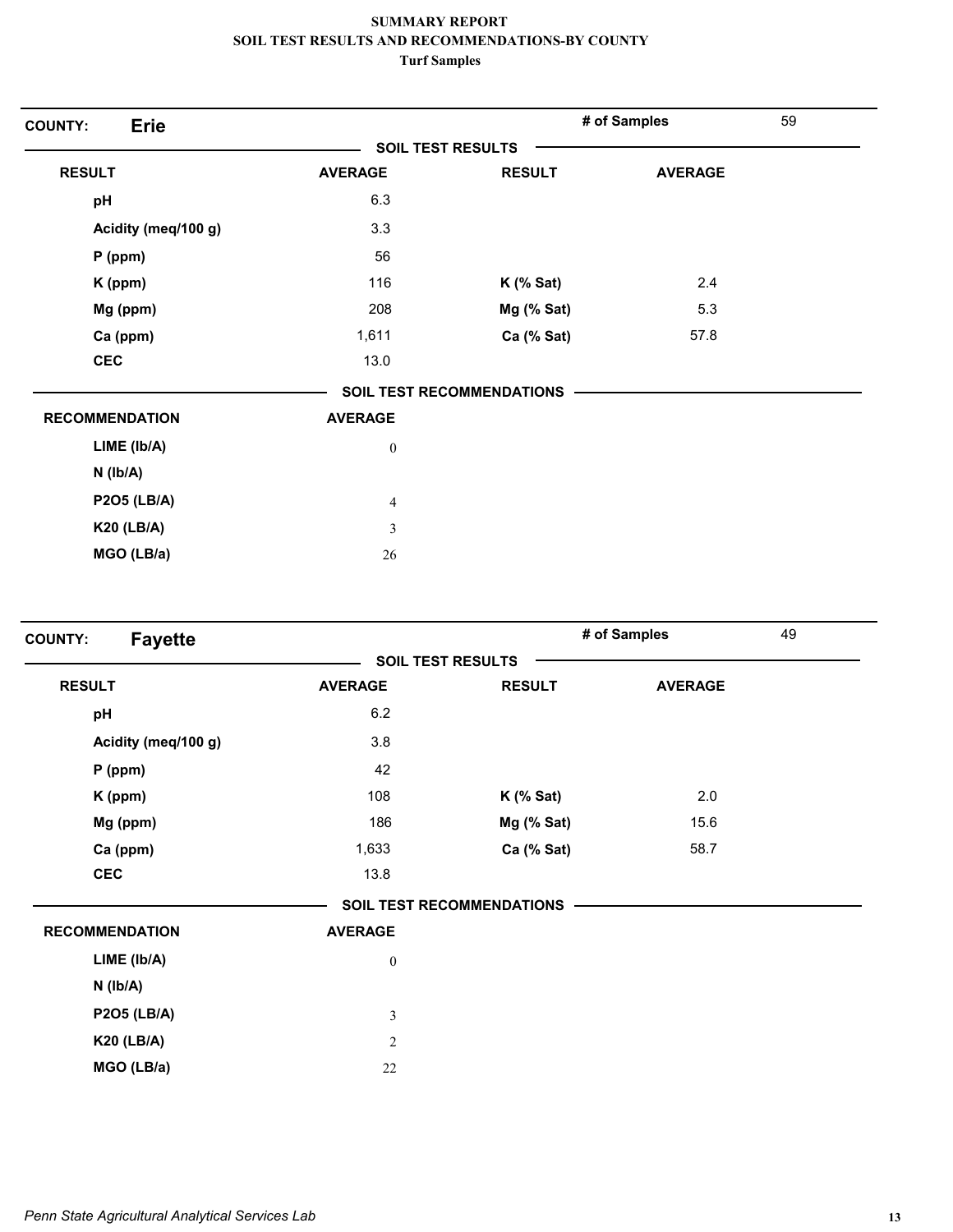**SUMMARY REPORT**
**SOIL TEST RESULTS AND RECOMMENDATIONS-BY COUNTY**
**Turf Samples**

**COUNTY: Erie** | **# of Samples** 59

**SOIL TEST RESULTS**

| RESULT | AVERAGE | RESULT | AVERAGE |
|---|---|---|---|
| pH | 6.3 | | |
| Acidity (meq/100 g) | 3.3 | | |
| P (ppm) | 56 | | |
| K (ppm) | 116 | K (% Sat) | 2.4 |
| Mg (ppm) | 208 | Mg (% Sat) | 5.3 |
| Ca (ppm) | 1,611 | Ca (% Sat) | 57.8 |
| CEC | 13.0 | | |

**SOIL TEST RECOMMENDATIONS**

| RECOMMENDATION | AVERAGE |
|---|---|
| LIME (lb/A) | 0 |
| N (lb/A) | |
| P2O5 (LB/A) | 4 |
| K20 (LB/A) | 3 |
| MGO (LB/a) | 26 |

**COUNTY: Fayette** | **# of Samples** 49

**SOIL TEST RESULTS**

| RESULT | AVERAGE | RESULT | AVERAGE |
|---|---|---|---|
| pH | 6.2 | | |
| Acidity (meq/100 g) | 3.8 | | |
| P (ppm) | 42 | | |
| K (ppm) | 108 | K (% Sat) | 2.0 |
| Mg (ppm) | 186 | Mg (% Sat) | 15.6 |
| Ca (ppm) | 1,633 | Ca (% Sat) | 58.7 |
| CEC | 13.8 | | |

**SOIL TEST RECOMMENDATIONS**

| RECOMMENDATION | AVERAGE |
|---|---|
| LIME (lb/A) | 0 |
| N (lb/A) | |
| P2O5 (LB/A) | 3 |
| K20 (LB/A) | 2 |
| MGO (LB/a) | 22 |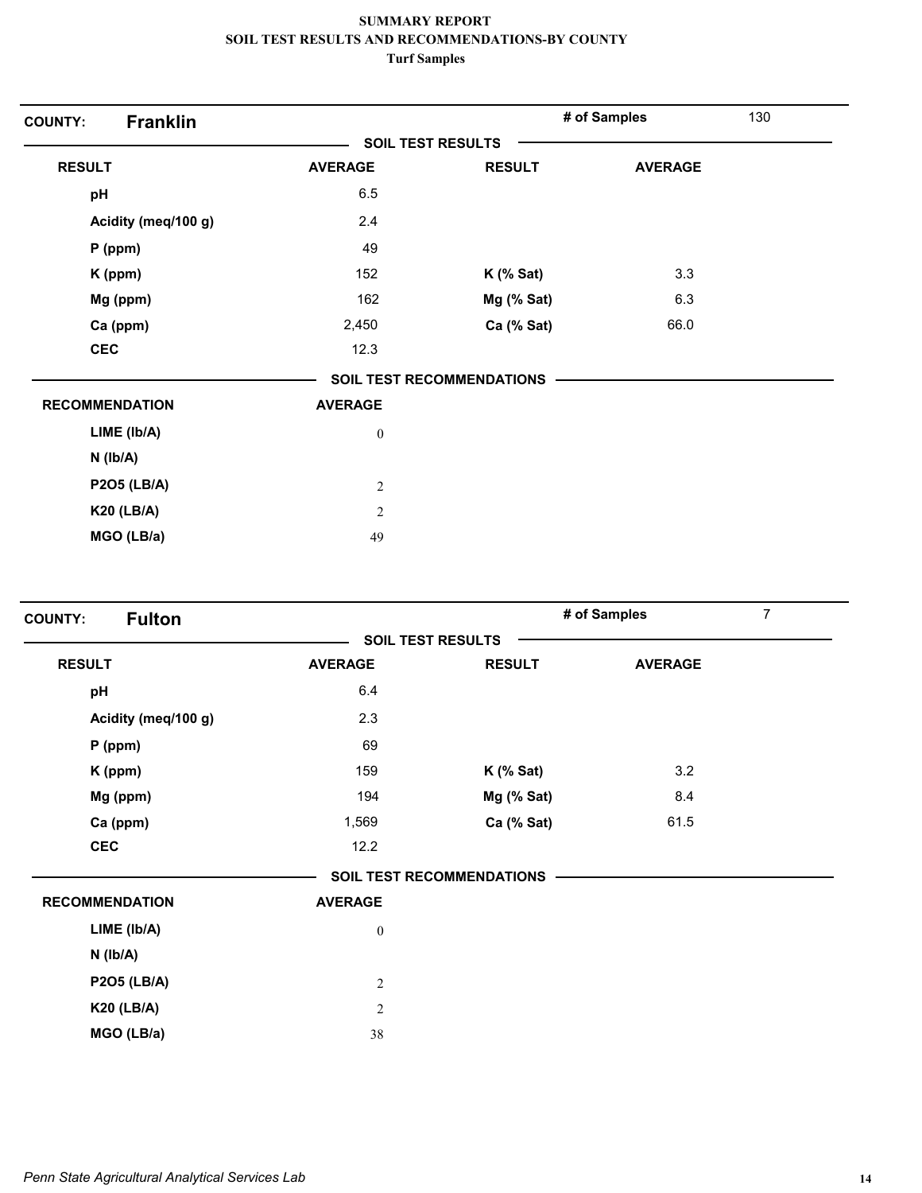**SUMMARY REPORT**
**SOIL TEST RESULTS AND RECOMMENDATIONS-BY COUNTY**
**Turf Samples**

**COUNTY:** **Franklin** | **# of Samples** 130

**SOIL TEST RESULTS**

| RESULT | AVERAGE | RESULT | AVERAGE |
|---|---|---|---|
| pH | 6.5 | | |
| Acidity (meq/100 g) | 2.4 | | |
| P (ppm) | 49 | | |
| K (ppm) | 152 | K (% Sat) | 3.3 |
| Mg (ppm) | 162 | Mg (% Sat) | 6.3 |
| Ca (ppm) | 2,450 | Ca (% Sat) | 66.0 |
| CEC | 12.3 | | |

**SOIL TEST RECOMMENDATIONS**

| RECOMMENDATION | AVERAGE |
|---|---|
| LIME (lb/A) | 0 |
| N (lb/A) | |
| P2O5 (LB/A) | 2 |
| K20 (LB/A) | 2 |
| MGO (LB/a) | 49 |

**COUNTY:** **Fulton** | **# of Samples** 7

**SOIL TEST RESULTS**

| RESULT | AVERAGE | RESULT | AVERAGE |
|---|---|---|---|
| pH | 6.4 | | |
| Acidity (meq/100 g) | 2.3 | | |
| P (ppm) | 69 | | |
| K (ppm) | 159 | K (% Sat) | 3.2 |
| Mg (ppm) | 194 | Mg (% Sat) | 8.4 |
| Ca (ppm) | 1,569 | Ca (% Sat) | 61.5 |
| CEC | 12.2 | | |

**SOIL TEST RECOMMENDATIONS**

| RECOMMENDATION | AVERAGE |
|---|---|
| LIME (lb/A) | 0 |
| N (lb/A) | |
| P2O5 (LB/A) | 2 |
| K20 (LB/A) | 2 |
| MGO (LB/a) | 38 |

*Penn State Agricultural Analytical Services Lab*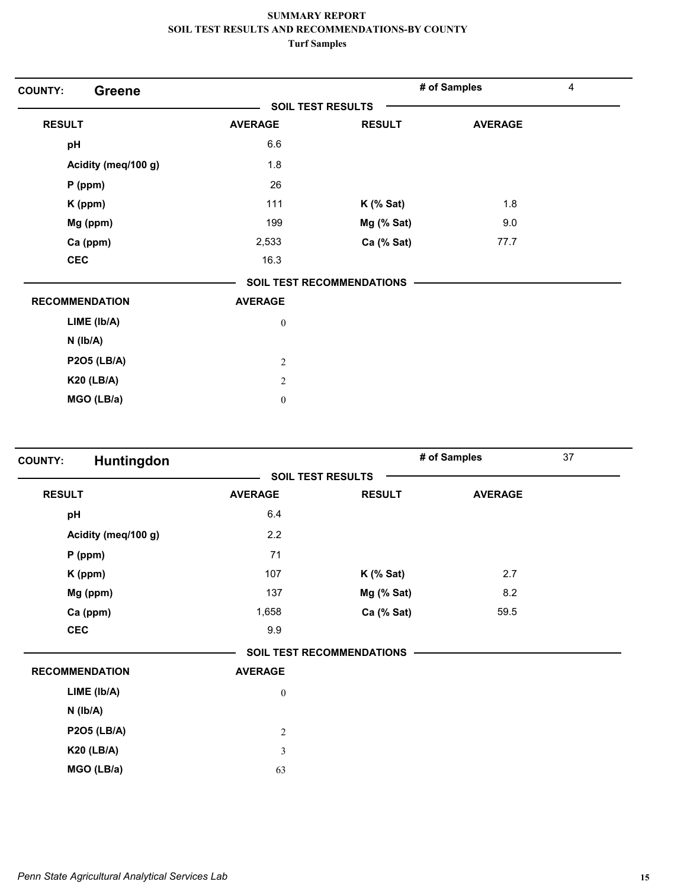**SUMMARY REPORT**
**SOIL TEST RESULTS AND RECOMMENDATIONS-BY COUNTY**
**Turf Samples**

**COUNTY: Greene** — **# of Samples** 4

**SOIL TEST RESULTS**

| RESULT | AVERAGE | RESULT | AVERAGE |
|---|---|---|---|
| pH | 6.6 | | |
| Acidity (meq/100 g) | 1.8 | | |
| P (ppm) | 26 | | |
| K (ppm) | 111 | K (% Sat) | 1.8 |
| Mg (ppm) | 199 | Mg (% Sat) | 9.0 |
| Ca (ppm) | 2,533 | Ca (% Sat) | 77.7 |
| CEC | 16.3 | | |

**SOIL TEST RECOMMENDATIONS**

| RECOMMENDATION | AVERAGE |
|---|---|
| LIME (lb/A) | 0 |
| N (lb/A) | |
| P2O5 (LB/A) | 2 |
| K20 (LB/A) | 2 |
| MGO (LB/a) | 0 |

**COUNTY: Huntingdon** — **# of Samples** 37

**SOIL TEST RESULTS**

| RESULT | AVERAGE | RESULT | AVERAGE |
|---|---|---|---|
| pH | 6.4 | | |
| Acidity (meq/100 g) | 2.2 | | |
| P (ppm) | 71 | | |
| K (ppm) | 107 | K (% Sat) | 2.7 |
| Mg (ppm) | 137 | Mg (% Sat) | 8.2 |
| Ca (ppm) | 1,658 | Ca (% Sat) | 59.5 |
| CEC | 9.9 | | |

**SOIL TEST RECOMMENDATIONS**

| RECOMMENDATION | AVERAGE |
|---|---|
| LIME (lb/A) | 0 |
| N (lb/A) | |
| P2O5 (LB/A) | 2 |
| K20 (LB/A) | 3 |
| MGO (LB/a) | 63 |

*Penn State Agricultural Analytical Services Lab*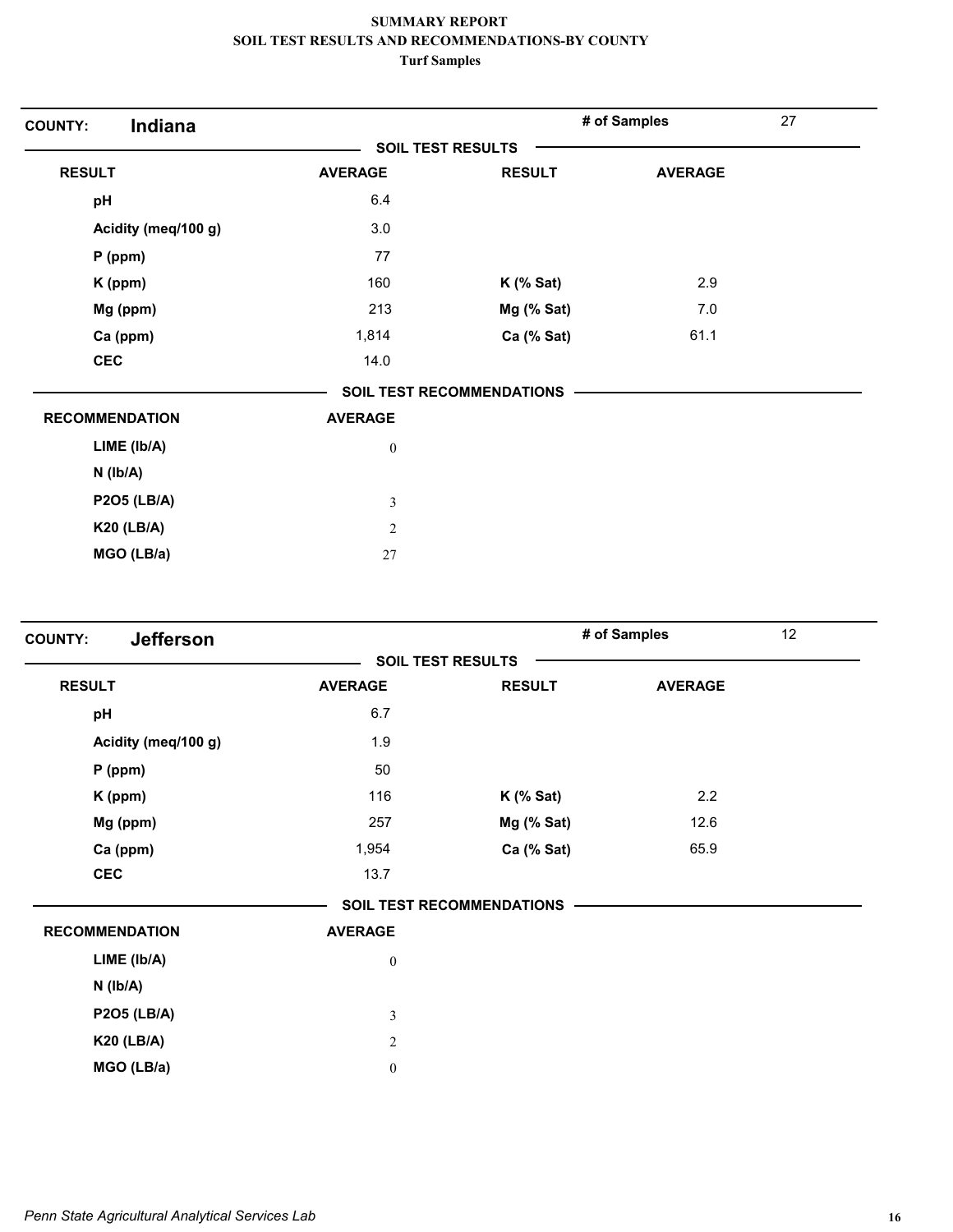# SUMMARY REPORT
## SOIL TEST RESULTS AND RECOMMENDATIONS-BY COUNTY
### Turf Samples

**COUNTY:** **Indiana** — **# of Samples** 27

**SOIL TEST RESULTS**

| RESULT | AVERAGE | RESULT | AVERAGE |
|---|---|---|---|
| pH | 6.4 | | |
| Acidity (meq/100 g) | 3.0 | | |
| P (ppm) | 77 | | |
| K (ppm) | 160 | K (% Sat) | 2.9 |
| Mg (ppm) | 213 | Mg (% Sat) | 7.0 |
| Ca (ppm) | 1,814 | Ca (% Sat) | 61.1 |
| CEC | 14.0 | | |

**SOIL TEST RECOMMENDATIONS**

| RECOMMENDATION | AVERAGE |
|---|---|
| LIME (lb/A) | 0 |
| N (lb/A) | |
| P2O5 (LB/A) | 3 |
| K20 (LB/A) | 2 |
| MGO (LB/a) | 27 |

**COUNTY:** **Jefferson** — **# of Samples** 12

**SOIL TEST RESULTS**

| RESULT | AVERAGE | RESULT | AVERAGE |
|---|---|---|---|
| pH | 6.7 | | |
| Acidity (meq/100 g) | 1.9 | | |
| P (ppm) | 50 | | |
| K (ppm) | 116 | K (% Sat) | 2.2 |
| Mg (ppm) | 257 | Mg (% Sat) | 12.6 |
| Ca (ppm) | 1,954 | Ca (% Sat) | 65.9 |
| CEC | 13.7 | | |

**SOIL TEST RECOMMENDATIONS**

| RECOMMENDATION | AVERAGE |
|---|---|
| LIME (lb/A) | 0 |
| N (lb/A) | |
| P2O5 (LB/A) | 3 |
| K20 (LB/A) | 2 |
| MGO (LB/a) | 0 |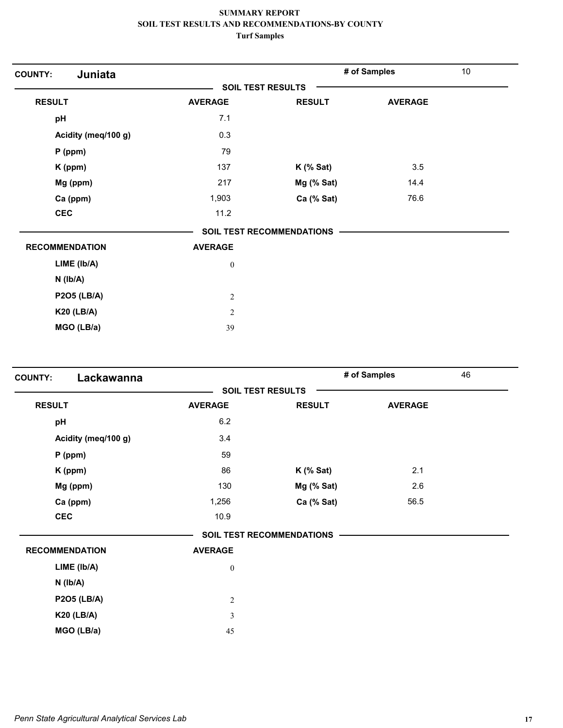**SUMMARY REPORT**
**SOIL TEST RESULTS AND RECOMMENDATIONS-BY COUNTY**
**Turf Samples**

**COUNTY:** **Juniata** — **# of Samples** 10

**SOIL TEST RESULTS**

| RESULT | AVERAGE | RESULT | AVERAGE |
|---|---|---|---|
| pH | 7.1 | | |
| Acidity (meq/100 g) | 0.3 | | |
| P (ppm) | 79 | | |
| K (ppm) | 137 | K (% Sat) | 3.5 |
| Mg (ppm) | 217 | Mg (% Sat) | 14.4 |
| Ca (ppm) | 1,903 | Ca (% Sat) | 76.6 |
| CEC | 11.2 | | |

**SOIL TEST RECOMMENDATIONS**

| RECOMMENDATION | AVERAGE |
|---|---|
| LIME (lb/A) | 0 |
| N (lb/A) | |
| P2O5 (LB/A) | 2 |
| K20 (LB/A) | 2 |
| MGO (LB/a) | 39 |

**COUNTY:** **Lackawanna** — **# of Samples** 46

**SOIL TEST RESULTS**

| RESULT | AVERAGE | RESULT | AVERAGE |
|---|---|---|---|
| pH | 6.2 | | |
| Acidity (meq/100 g) | 3.4 | | |
| P (ppm) | 59 | | |
| K (ppm) | 86 | K (% Sat) | 2.1 |
| Mg (ppm) | 130 | Mg (% Sat) | 2.6 |
| Ca (ppm) | 1,256 | Ca (% Sat) | 56.5 |
| CEC | 10.9 | | |

**SOIL TEST RECOMMENDATIONS**

| RECOMMENDATION | AVERAGE |
|---|---|
| LIME (lb/A) | 0 |
| N (lb/A) | |
| P2O5 (LB/A) | 2 |
| K20 (LB/A) | 3 |
| MGO (LB/a) | 45 |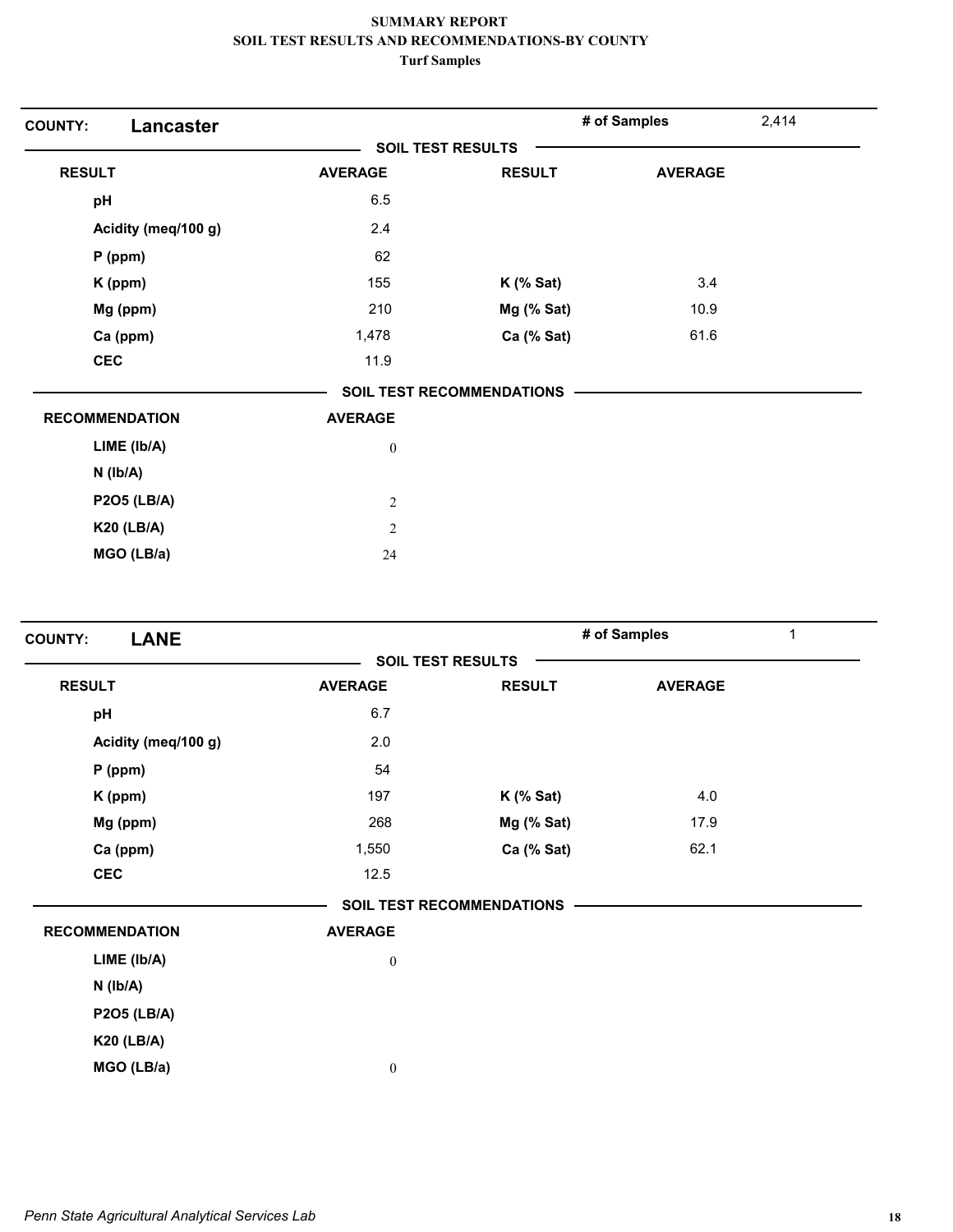**SUMMARY REPORT**
**SOIL TEST RESULTS AND RECOMMENDATIONS-BY COUNTY**
**Turf Samples**

**COUNTY: Lancaster** | **# of Samples** 2,414

**SOIL TEST RESULTS**

| RESULT | AVERAGE | RESULT | AVERAGE |
|---|---|---|---|
| pH | 6.5 | | |
| Acidity (meq/100 g) | 2.4 | | |
| P (ppm) | 62 | | |
| K (ppm) | 155 | K (% Sat) | 3.4 |
| Mg (ppm) | 210 | Mg (% Sat) | 10.9 |
| Ca (ppm) | 1,478 | Ca (% Sat) | 61.6 |
| CEC | 11.9 | | |

**SOIL TEST RECOMMENDATIONS**

| RECOMMENDATION | AVERAGE |
|---|---|
| LIME (lb/A) | 0 |
| N (lb/A) | |
| P2O5 (LB/A) | 2 |
| K20 (LB/A) | 2 |
| MGO (LB/a) | 24 |

**COUNTY: LANE** | **# of Samples** 1

**SOIL TEST RESULTS**

| RESULT | AVERAGE | RESULT | AVERAGE |
|---|---|---|---|
| pH | 6.7 | | |
| Acidity (meq/100 g) | 2.0 | | |
| P (ppm) | 54 | | |
| K (ppm) | 197 | K (% Sat) | 4.0 |
| Mg (ppm) | 268 | Mg (% Sat) | 17.9 |
| Ca (ppm) | 1,550 | Ca (% Sat) | 62.1 |
| CEC | 12.5 | | |

**SOIL TEST RECOMMENDATIONS**

| RECOMMENDATION | AVERAGE |
|---|---|
| LIME (lb/A) | 0 |
| N (lb/A) | |
| P2O5 (LB/A) | |
| K20 (LB/A) | |
| MGO (LB/a) | 0 |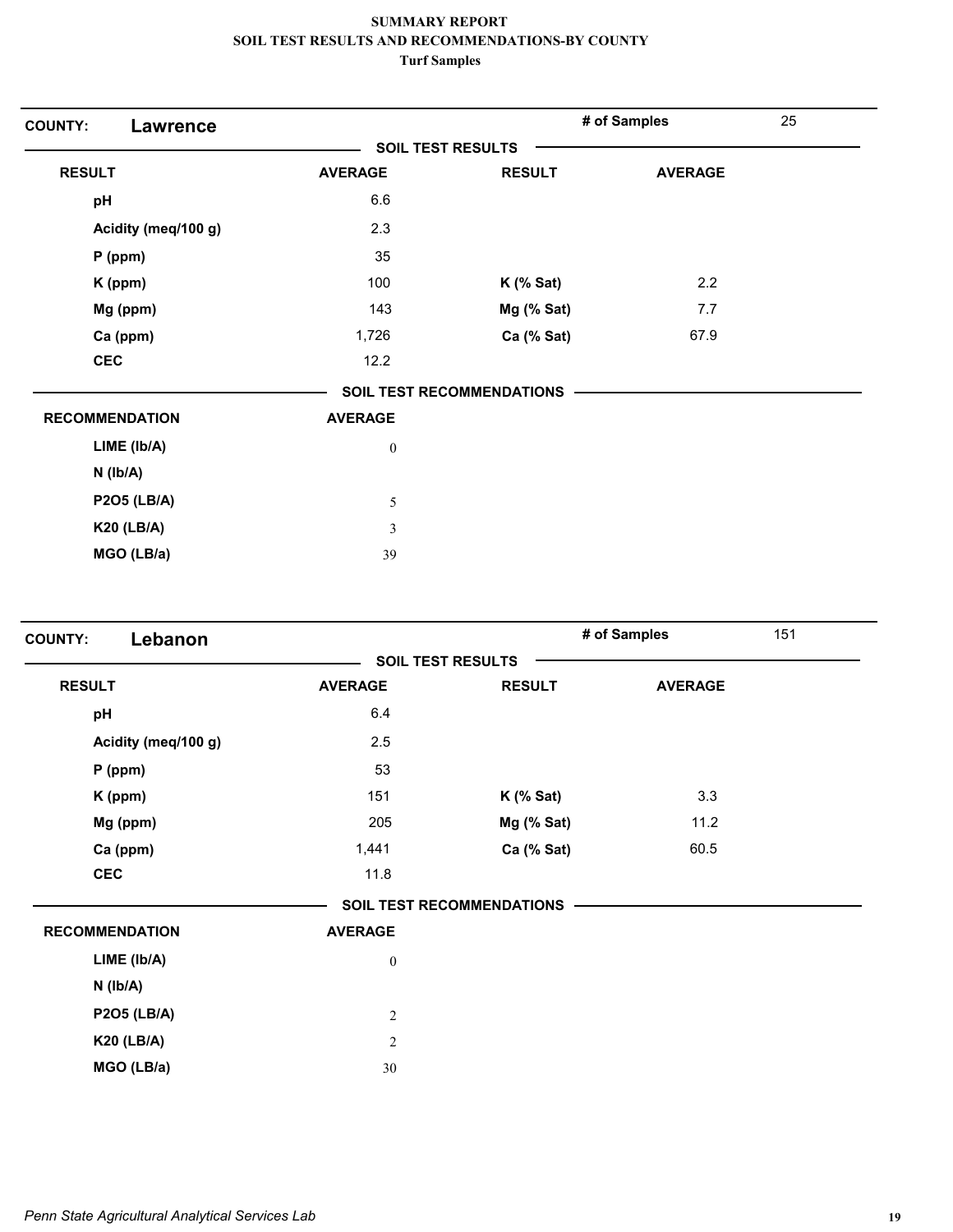# SUMMARY REPORT
## SOIL TEST RESULTS AND RECOMMENDATIONS-BY COUNTY
### Turf Samples

**COUNTY:** **Lawrence** — **# of Samples** 25

**SOIL TEST RESULTS**

| RESULT | AVERAGE | RESULT | AVERAGE |
| --- | --- | --- | --- |
| pH | 6.6 | | |
| Acidity (meq/100 g) | 2.3 | | |
| P (ppm) | 35 | | |
| K (ppm) | 100 | K (% Sat) | 2.2 |
| Mg (ppm) | 143 | Mg (% Sat) | 7.7 |
| Ca (ppm) | 1,726 | Ca (% Sat) | 67.9 |
| CEC | 12.2 | | |

**SOIL TEST RECOMMENDATIONS**

| RECOMMENDATION | AVERAGE |
| --- | --- |
| LIME (lb/A) | 0 |
| N (lb/A) | |
| P2O5 (LB/A) | 5 |
| K20 (LB/A) | 3 |
| MGO (LB/a) | 39 |

**COUNTY:** **Lebanon** — **# of Samples** 151

**SOIL TEST RESULTS**

| RESULT | AVERAGE | RESULT | AVERAGE |
| --- | --- | --- | --- |
| pH | 6.4 | | |
| Acidity (meq/100 g) | 2.5 | | |
| P (ppm) | 53 | | |
| K (ppm) | 151 | K (% Sat) | 3.3 |
| Mg (ppm) | 205 | Mg (% Sat) | 11.2 |
| Ca (ppm) | 1,441 | Ca (% Sat) | 60.5 |
| CEC | 11.8 | | |

**SOIL TEST RECOMMENDATIONS**

| RECOMMENDATION | AVERAGE |
| --- | --- |
| LIME (lb/A) | 0 |
| N (lb/A) | |
| P2O5 (LB/A) | 2 |
| K20 (LB/A) | 2 |
| MGO (LB/a) | 30 |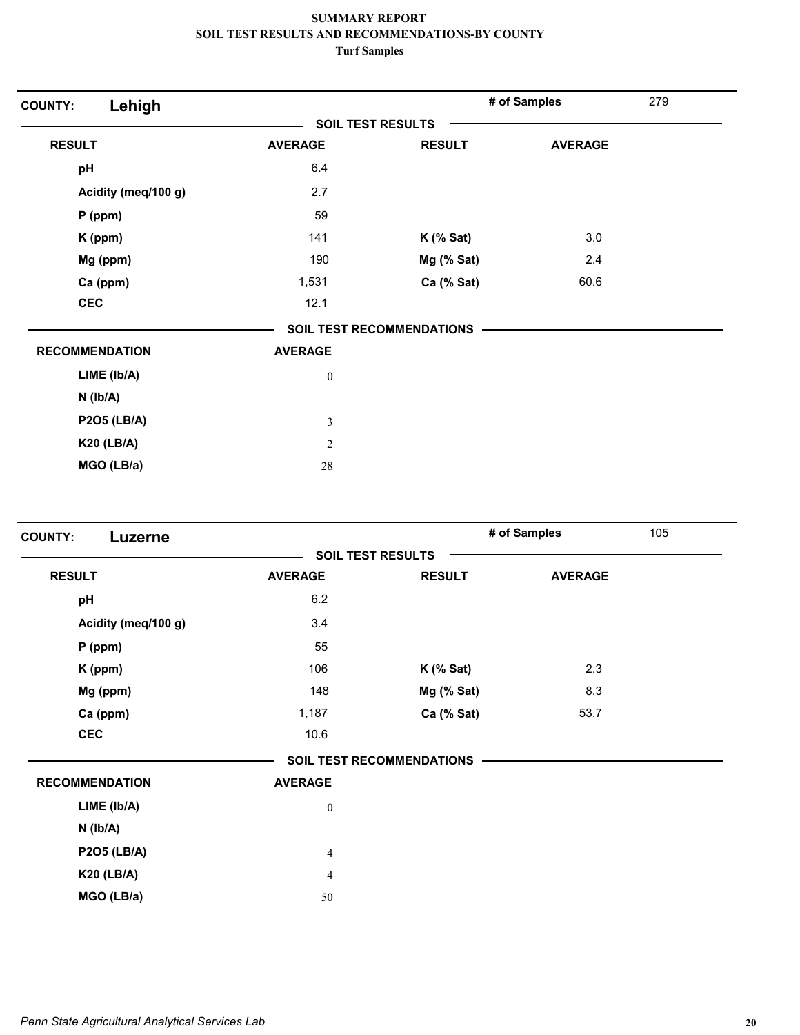**SUMMARY REPORT**
**SOIL TEST RESULTS AND RECOMMENDATIONS-BY COUNTY**
**Turf Samples**

**COUNTY: Lehigh** — **# of Samples** 279

**SOIL TEST RESULTS**

| RESULT | AVERAGE | RESULT | AVERAGE |
|---|---|---|---|
| pH | 6.4 | | |
| Acidity (meq/100 g) | 2.7 | | |
| P (ppm) | 59 | | |
| K (ppm) | 141 | K (% Sat) | 3.0 |
| Mg (ppm) | 190 | Mg (% Sat) | 2.4 |
| Ca (ppm) | 1,531 | Ca (% Sat) | 60.6 |
| CEC | 12.1 | | |

**SOIL TEST RECOMMENDATIONS**

| RECOMMENDATION | AVERAGE |
|---|---|
| LIME (lb/A) | 0 |
| N (lb/A) | |
| P2O5 (LB/A) | 3 |
| K20 (LB/A) | 2 |
| MGO (LB/a) | 28 |

**COUNTY: Luzerne** — **# of Samples** 105

**SOIL TEST RESULTS**

| RESULT | AVERAGE | RESULT | AVERAGE |
|---|---|---|---|
| pH | 6.2 | | |
| Acidity (meq/100 g) | 3.4 | | |
| P (ppm) | 55 | | |
| K (ppm) | 106 | K (% Sat) | 2.3 |
| Mg (ppm) | 148 | Mg (% Sat) | 8.3 |
| Ca (ppm) | 1,187 | Ca (% Sat) | 53.7 |
| CEC | 10.6 | | |

**SOIL TEST RECOMMENDATIONS**

| RECOMMENDATION | AVERAGE |
|---|---|
| LIME (lb/A) | 0 |
| N (lb/A) | |
| P2O5 (LB/A) | 4 |
| K20 (LB/A) | 4 |
| MGO (LB/a) | 50 |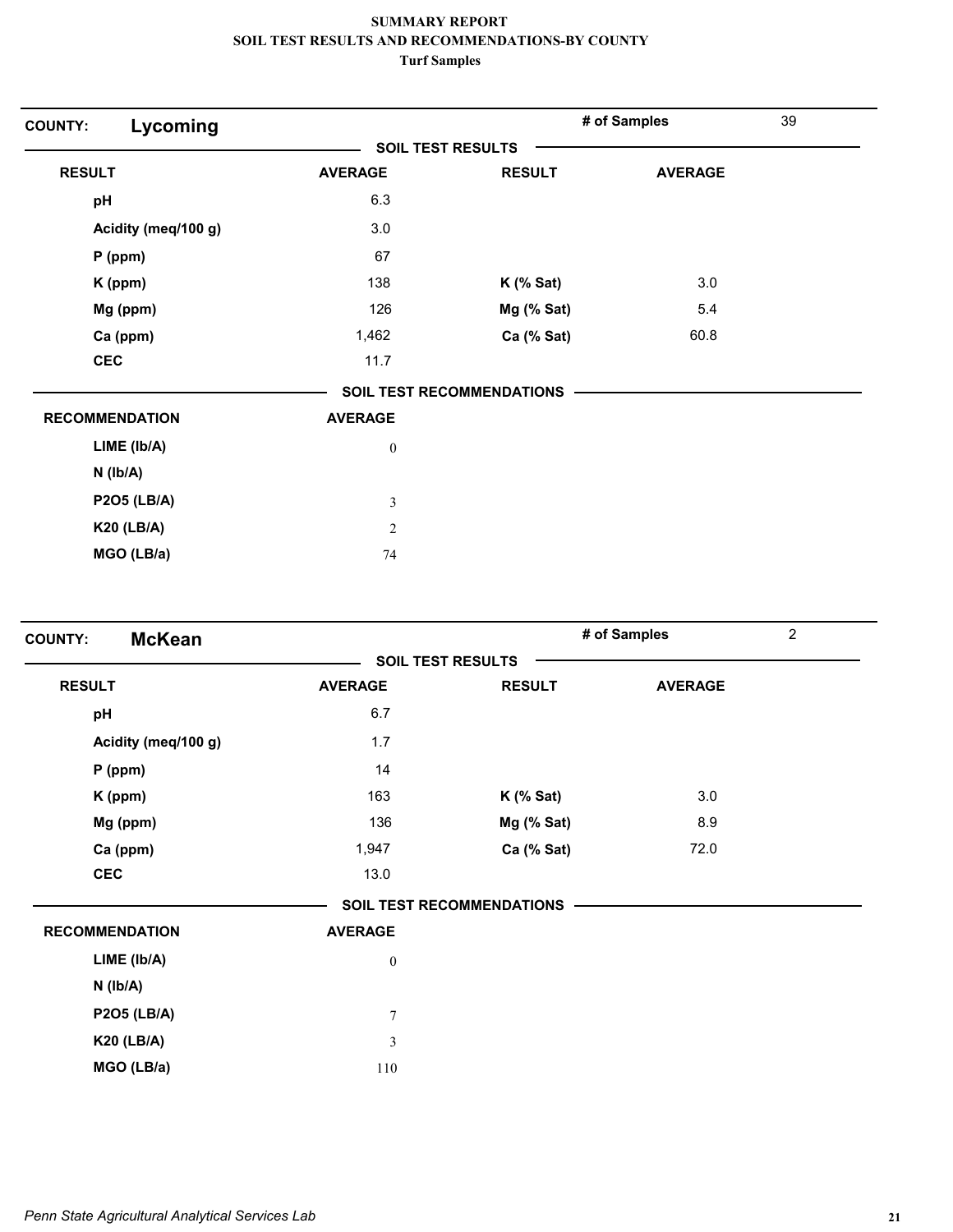**SUMMARY REPORT**
**SOIL TEST RESULTS AND RECOMMENDATIONS-BY COUNTY**
**Turf Samples**

## COUNTY: Lycoming

**# of Samples** 39

**SOIL TEST RESULTS**

| RESULT | AVERAGE | RESULT | AVERAGE |
|---|---|---|---|
| pH | 6.3 | | |
| Acidity (meq/100 g) | 3.0 | | |
| P (ppm) | 67 | | |
| K (ppm) | 138 | K (% Sat) | 3.0 |
| Mg (ppm) | 126 | Mg (% Sat) | 5.4 |
| Ca (ppm) | 1,462 | Ca (% Sat) | 60.8 |
| CEC | 11.7 | | |

**SOIL TEST RECOMMENDATIONS**

| RECOMMENDATION | AVERAGE |
|---|---|
| LIME (lb/A) | 0 |
| N (lb/A) | |
| P2O5 (LB/A) | 3 |
| K20 (LB/A) | 2 |
| MGO (LB/a) | 74 |

## COUNTY: McKean

**# of Samples** 2

**SOIL TEST RESULTS**

| RESULT | AVERAGE | RESULT | AVERAGE |
|---|---|---|---|
| pH | 6.7 | | |
| Acidity (meq/100 g) | 1.7 | | |
| P (ppm) | 14 | | |
| K (ppm) | 163 | K (% Sat) | 3.0 |
| Mg (ppm) | 136 | Mg (% Sat) | 8.9 |
| Ca (ppm) | 1,947 | Ca (% Sat) | 72.0 |
| CEC | 13.0 | | |

**SOIL TEST RECOMMENDATIONS**

| RECOMMENDATION | AVERAGE |
|---|---|
| LIME (lb/A) | 0 |
| N (lb/A) | |
| P2O5 (LB/A) | 7 |
| K20 (LB/A) | 3 |
| MGO (LB/a) | 110 |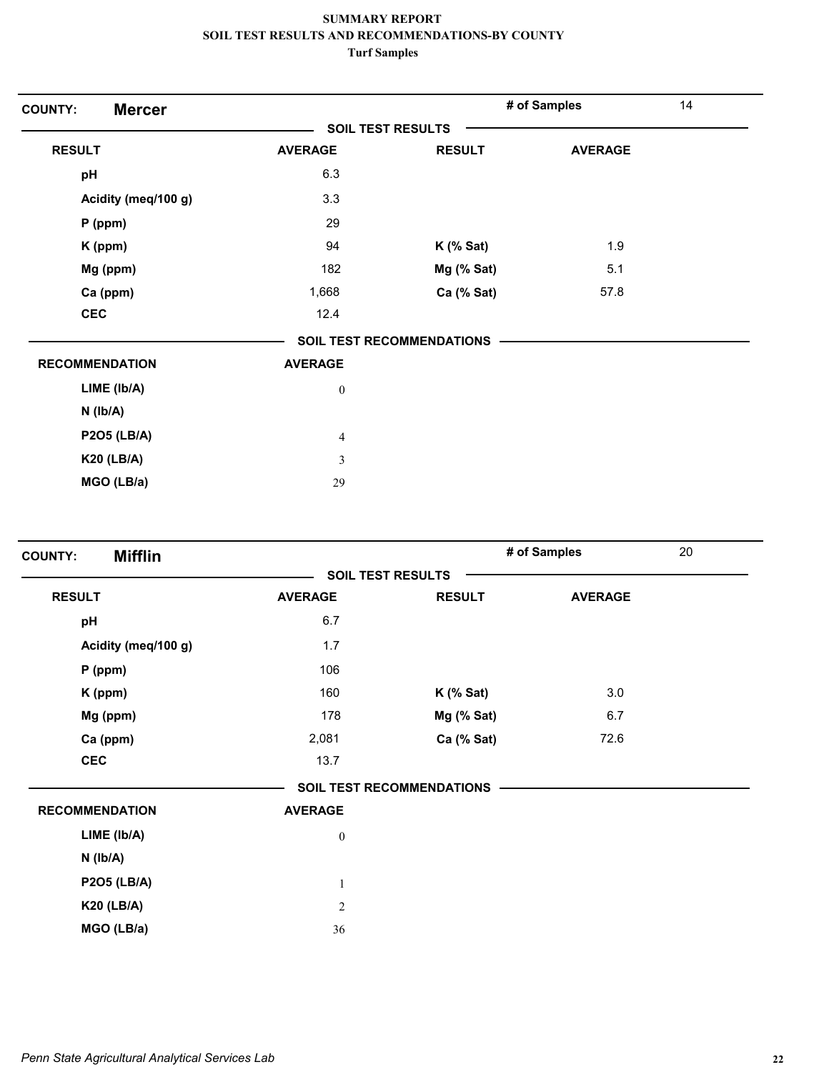# SUMMARY REPORT
## SOIL TEST RESULTS AND RECOMMENDATIONS-BY COUNTY
### Turf Samples

**COUNTY: Mercer** — # of Samples: 14

**SOIL TEST RESULTS**

| RESULT | AVERAGE | RESULT | AVERAGE |
|---|---|---|---|
| pH | 6.3 | | |
| Acidity (meq/100 g) | 3.3 | | |
| P (ppm) | 29 | | |
| K (ppm) | 94 | K (% Sat) | 1.9 |
| Mg (ppm) | 182 | Mg (% Sat) | 5.1 |
| Ca (ppm) | 1,668 | Ca (% Sat) | 57.8 |
| CEC | 12.4 | | |

**SOIL TEST RECOMMENDATIONS**

| RECOMMENDATION | AVERAGE |
|---|---|
| LIME (lb/A) | 0 |
| N (lb/A) | |
| P2O5 (LB/A) | 4 |
| K20 (LB/A) | 3 |
| MGO (LB/a) | 29 |

**COUNTY: Mifflin** — # of Samples: 20

**SOIL TEST RESULTS**

| RESULT | AVERAGE | RESULT | AVERAGE |
|---|---|---|---|
| pH | 6.7 | | |
| Acidity (meq/100 g) | 1.7 | | |
| P (ppm) | 106 | | |
| K (ppm) | 160 | K (% Sat) | 3.0 |
| Mg (ppm) | 178 | Mg (% Sat) | 6.7 |
| Ca (ppm) | 2,081 | Ca (% Sat) | 72.6 |
| CEC | 13.7 | | |

**SOIL TEST RECOMMENDATIONS**

| RECOMMENDATION | AVERAGE |
|---|---|
| LIME (lb/A) | 0 |
| N (lb/A) | |
| P2O5 (LB/A) | 1 |
| K20 (LB/A) | 2 |
| MGO (LB/a) | 36 |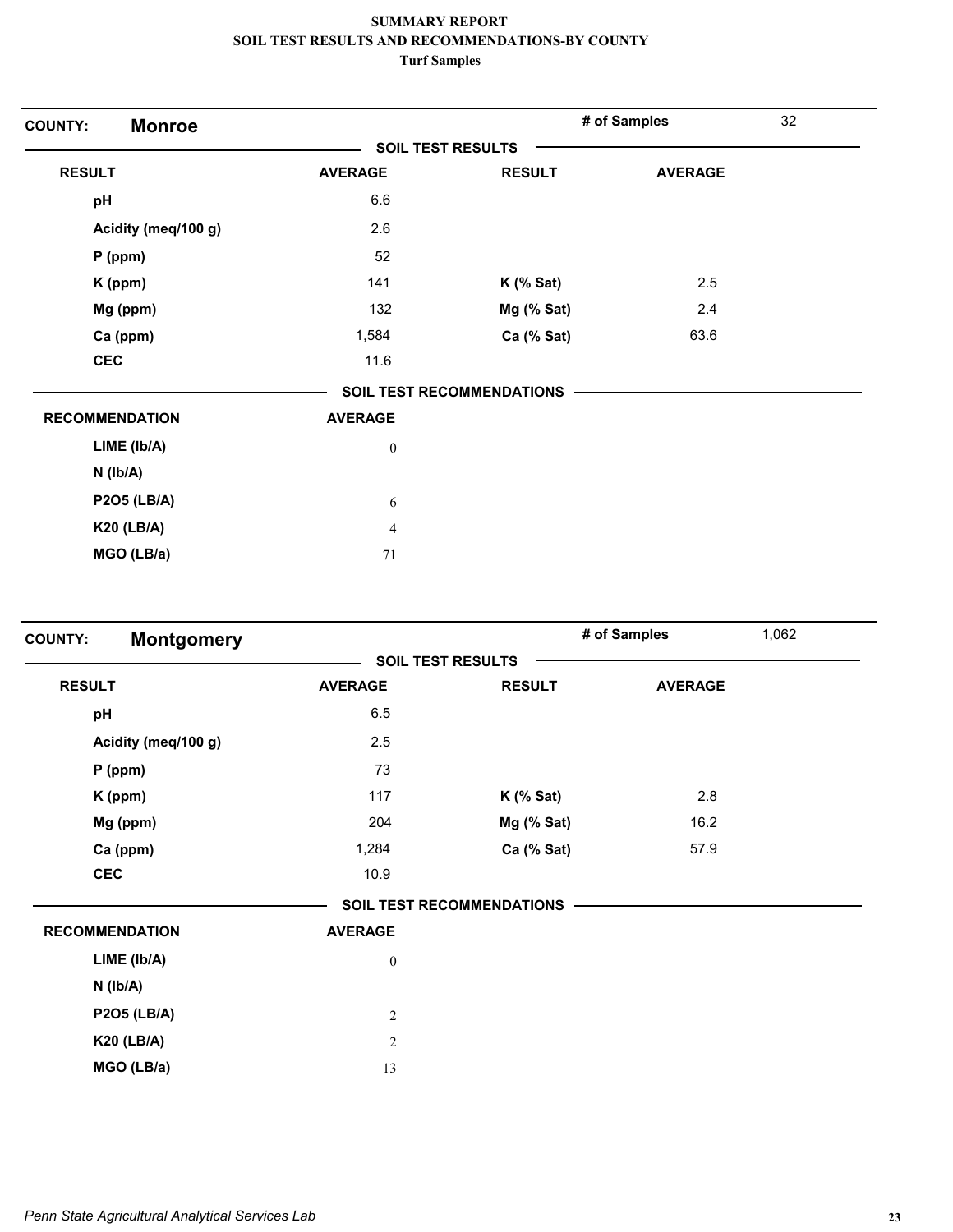**SUMMARY REPORT**
**SOIL TEST RESULTS AND RECOMMENDATIONS-BY COUNTY**
**Turf Samples**

**COUNTY: Monroe** — **# of Samples** 32

**SOIL TEST RESULTS**

| RESULT | AVERAGE | RESULT | AVERAGE |
|---|---|---|---|
| pH | 6.6 | | |
| Acidity (meq/100 g) | 2.6 | | |
| P (ppm) | 52 | | |
| K (ppm) | 141 | K (% Sat) | 2.5 |
| Mg (ppm) | 132 | Mg (% Sat) | 2.4 |
| Ca (ppm) | 1,584 | Ca (% Sat) | 63.6 |
| CEC | 11.6 | | |

**SOIL TEST RECOMMENDATIONS**

| RECOMMENDATION | AVERAGE |
|---|---|
| LIME (lb/A) | 0 |
| N (lb/A) | |
| P2O5 (LB/A) | 6 |
| K20 (LB/A) | 4 |
| MGO (LB/a) | 71 |

**COUNTY: Montgomery** — **# of Samples** 1,062

**SOIL TEST RESULTS**

| RESULT | AVERAGE | RESULT | AVERAGE |
|---|---|---|---|
| pH | 6.5 | | |
| Acidity (meq/100 g) | 2.5 | | |
| P (ppm) | 73 | | |
| K (ppm) | 117 | K (% Sat) | 2.8 |
| Mg (ppm) | 204 | Mg (% Sat) | 16.2 |
| Ca (ppm) | 1,284 | Ca (% Sat) | 57.9 |
| CEC | 10.9 | | |

**SOIL TEST RECOMMENDATIONS**

| RECOMMENDATION | AVERAGE |
|---|---|
| LIME (lb/A) | 0 |
| N (lb/A) | |
| P2O5 (LB/A) | 2 |
| K20 (LB/A) | 2 |
| MGO (LB/a) | 13 |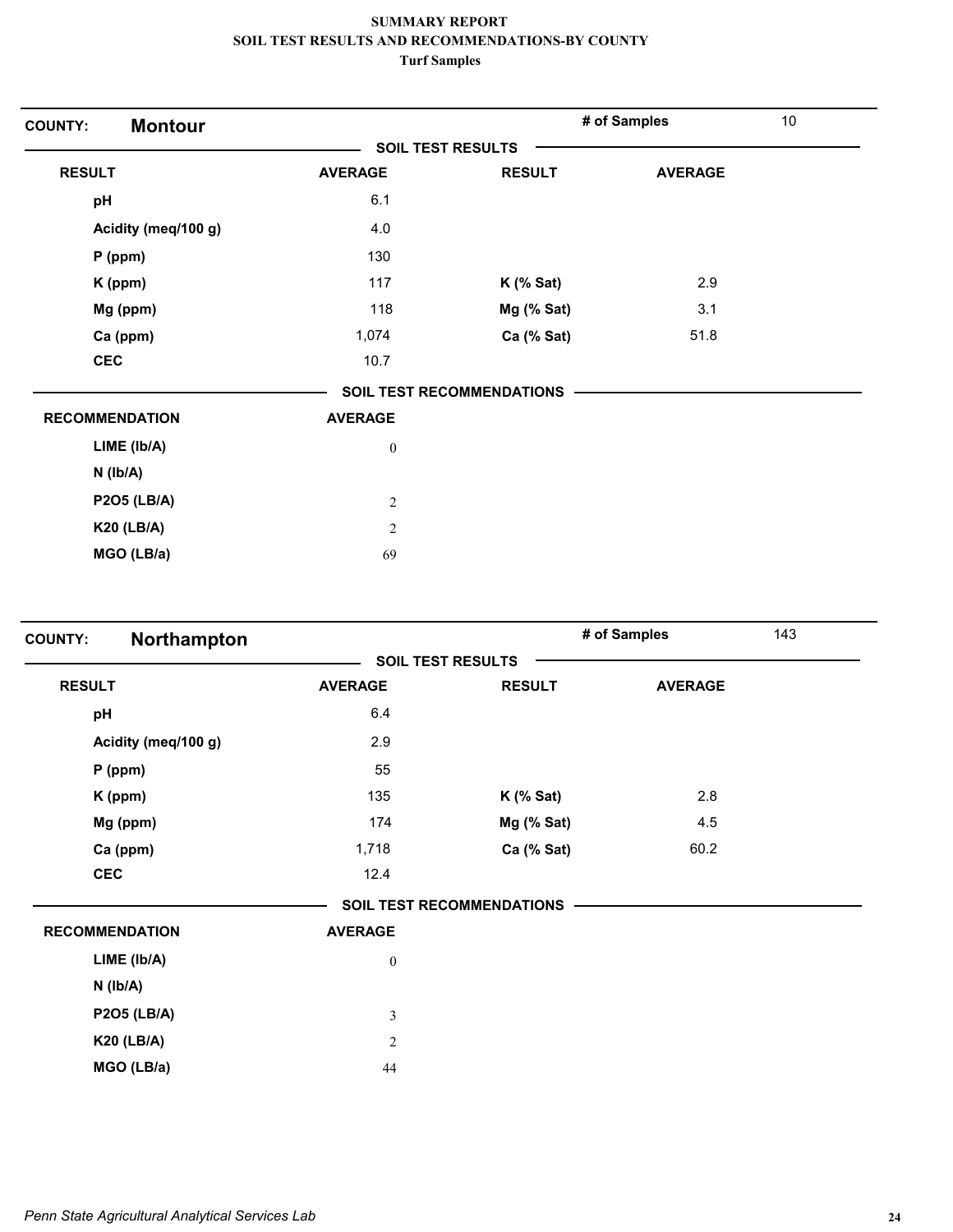# SUMMARY REPORT
## SOIL TEST RESULTS AND RECOMMENDATIONS-BY COUNTY
### Turf Samples

**COUNTY: Montour** — **# of Samples** 10

**SOIL TEST RESULTS**

| RESULT | AVERAGE | RESULT | AVERAGE |
|---|---|---|---|
| pH | 6.1 | | |
| Acidity (meq/100 g) | 4.0 | | |
| P (ppm) | 130 | | |
| K (ppm) | 117 | K (% Sat) | 2.9 |
| Mg (ppm) | 118 | Mg (% Sat) | 3.1 |
| Ca (ppm) | 1,074 | Ca (% Sat) | 51.8 |
| CEC | 10.7 | | |

**SOIL TEST RECOMMENDATIONS**

| RECOMMENDATION | AVERAGE |
|---|---|
| LIME (lb/A) | 0 |
| N (lb/A) | |
| P2O5 (LB/A) | 2 |
| K20 (LB/A) | 2 |
| MGO (LB/a) | 69 |

**COUNTY: Northampton** — **# of Samples** 143

**SOIL TEST RESULTS**

| RESULT | AVERAGE | RESULT | AVERAGE |
|---|---|---|---|
| pH | 6.4 | | |
| Acidity (meq/100 g) | 2.9 | | |
| P (ppm) | 55 | | |
| K (ppm) | 135 | K (% Sat) | 2.8 |
| Mg (ppm) | 174 | Mg (% Sat) | 4.5 |
| Ca (ppm) | 1,718 | Ca (% Sat) | 60.2 |
| CEC | 12.4 | | |

**SOIL TEST RECOMMENDATIONS**

| RECOMMENDATION | AVERAGE |
|---|---|
| LIME (lb/A) | 0 |
| N (lb/A) | |
| P2O5 (LB/A) | 3 |
| K20 (LB/A) | 2 |
| MGO (LB/a) | 44 |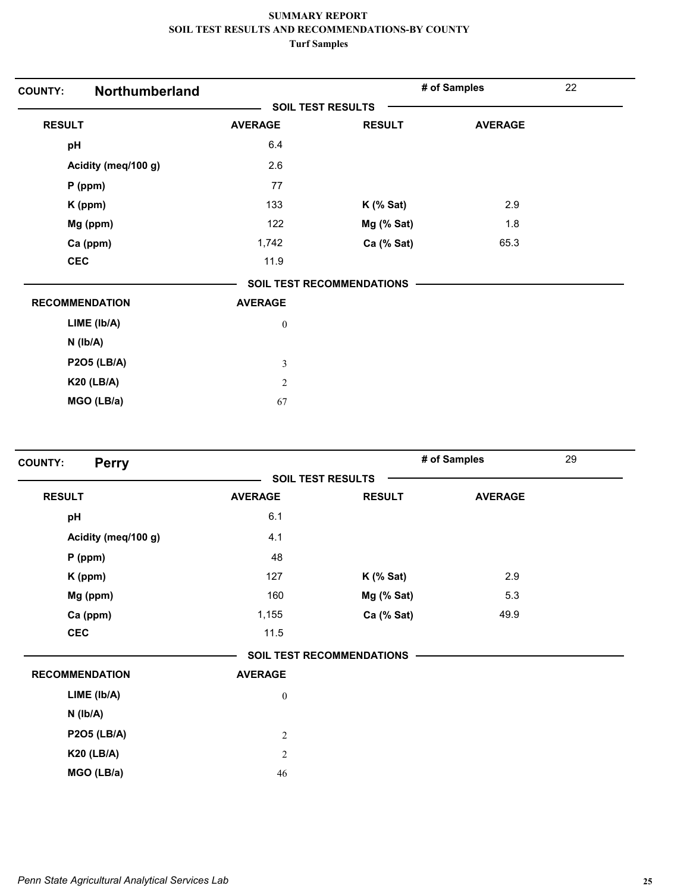**SUMMARY REPORT**
**SOIL TEST RESULTS AND RECOMMENDATIONS-BY COUNTY**
**Turf Samples**

**COUNTY: Northumberland** — **# of Samples** 22

**SOIL TEST RESULTS**

| RESULT | AVERAGE | RESULT | AVERAGE |
|---|---|---|---|
| pH | 6.4 | | |
| Acidity (meq/100 g) | 2.6 | | |
| P (ppm) | 77 | | |
| K (ppm) | 133 | K (% Sat) | 2.9 |
| Mg (ppm) | 122 | Mg (% Sat) | 1.8 |
| Ca (ppm) | 1,742 | Ca (% Sat) | 65.3 |
| CEC | 11.9 | | |

**SOIL TEST RECOMMENDATIONS**

| RECOMMENDATION | AVERAGE |
|---|---|
| LIME (lb/A) | 0 |
| N (lb/A) | |
| P2O5 (LB/A) | 3 |
| K20 (LB/A) | 2 |
| MGO (LB/a) | 67 |

**COUNTY: Perry** — **# of Samples** 29

**SOIL TEST RESULTS**

| RESULT | AVERAGE | RESULT | AVERAGE |
|---|---|---|---|
| pH | 6.1 | | |
| Acidity (meq/100 g) | 4.1 | | |
| P (ppm) | 48 | | |
| K (ppm) | 127 | K (% Sat) | 2.9 |
| Mg (ppm) | 160 | Mg (% Sat) | 5.3 |
| Ca (ppm) | 1,155 | Ca (% Sat) | 49.9 |
| CEC | 11.5 | | |

**SOIL TEST RECOMMENDATIONS**

| RECOMMENDATION | AVERAGE |
|---|---|
| LIME (lb/A) | 0 |
| N (lb/A) | |
| P2O5 (LB/A) | 2 |
| K20 (LB/A) | 2 |
| MGO (LB/a) | 46 |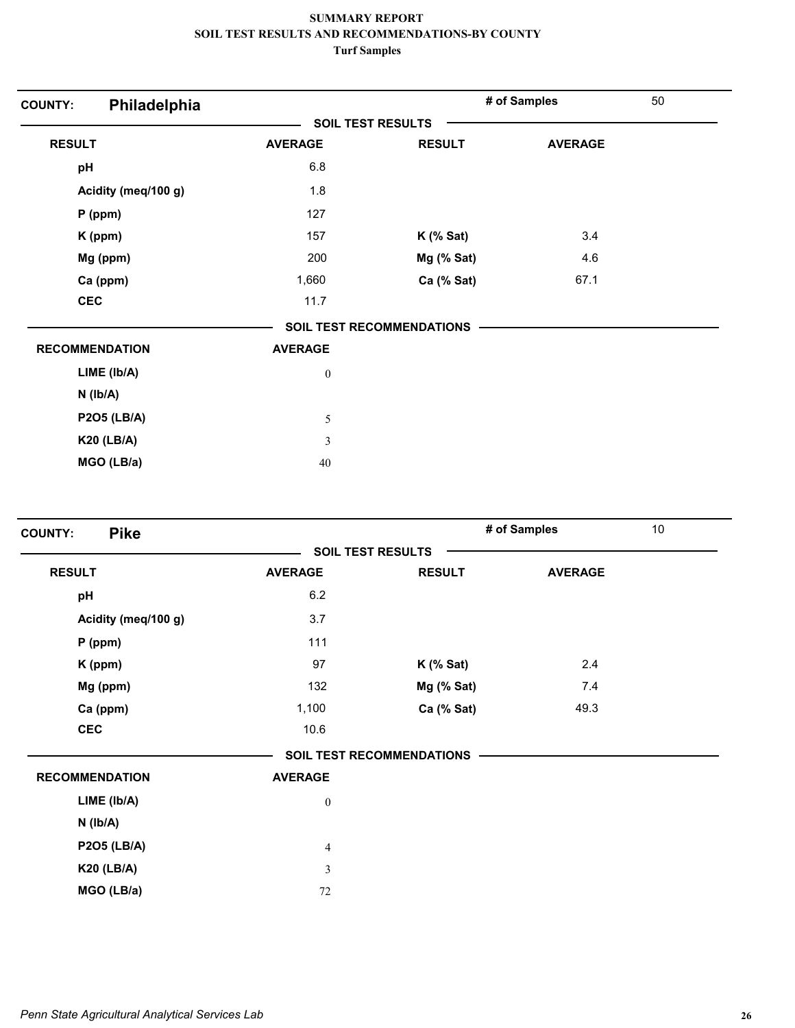# SUMMARY REPORT
## SOIL TEST RESULTS AND RECOMMENDATIONS-BY COUNTY
### Turf Samples

**COUNTY:** **Philadelphia** | **# of Samples** 50

**SOIL TEST RESULTS**

| RESULT | AVERAGE | RESULT | AVERAGE |
|---|---|---|---|
| pH | 6.8 | | |
| Acidity (meq/100 g) | 1.8 | | |
| P (ppm) | 127 | | |
| K (ppm) | 157 | K (% Sat) | 3.4 |
| Mg (ppm) | 200 | Mg (% Sat) | 4.6 |
| Ca (ppm) | 1,660 | Ca (% Sat) | 67.1 |
| CEC | 11.7 | | |

**SOIL TEST RECOMMENDATIONS**

| RECOMMENDATION | AVERAGE |
|---|---|
| LIME (lb/A) | 0 |
| N (lb/A) | |
| P2O5 (LB/A) | 5 |
| K20 (LB/A) | 3 |
| MGO (LB/a) | 40 |

**COUNTY:** **Pike** | **# of Samples** 10

**SOIL TEST RESULTS**

| RESULT | AVERAGE | RESULT | AVERAGE |
|---|---|---|---|
| pH | 6.2 | | |
| Acidity (meq/100 g) | 3.7 | | |
| P (ppm) | 111 | | |
| K (ppm) | 97 | K (% Sat) | 2.4 |
| Mg (ppm) | 132 | Mg (% Sat) | 7.4 |
| Ca (ppm) | 1,100 | Ca (% Sat) | 49.3 |
| CEC | 10.6 | | |

**SOIL TEST RECOMMENDATIONS**

| RECOMMENDATION | AVERAGE |
|---|---|
| LIME (lb/A) | 0 |
| N (lb/A) | |
| P2O5 (LB/A) | 4 |
| K20 (LB/A) | 3 |
| MGO (LB/a) | 72 |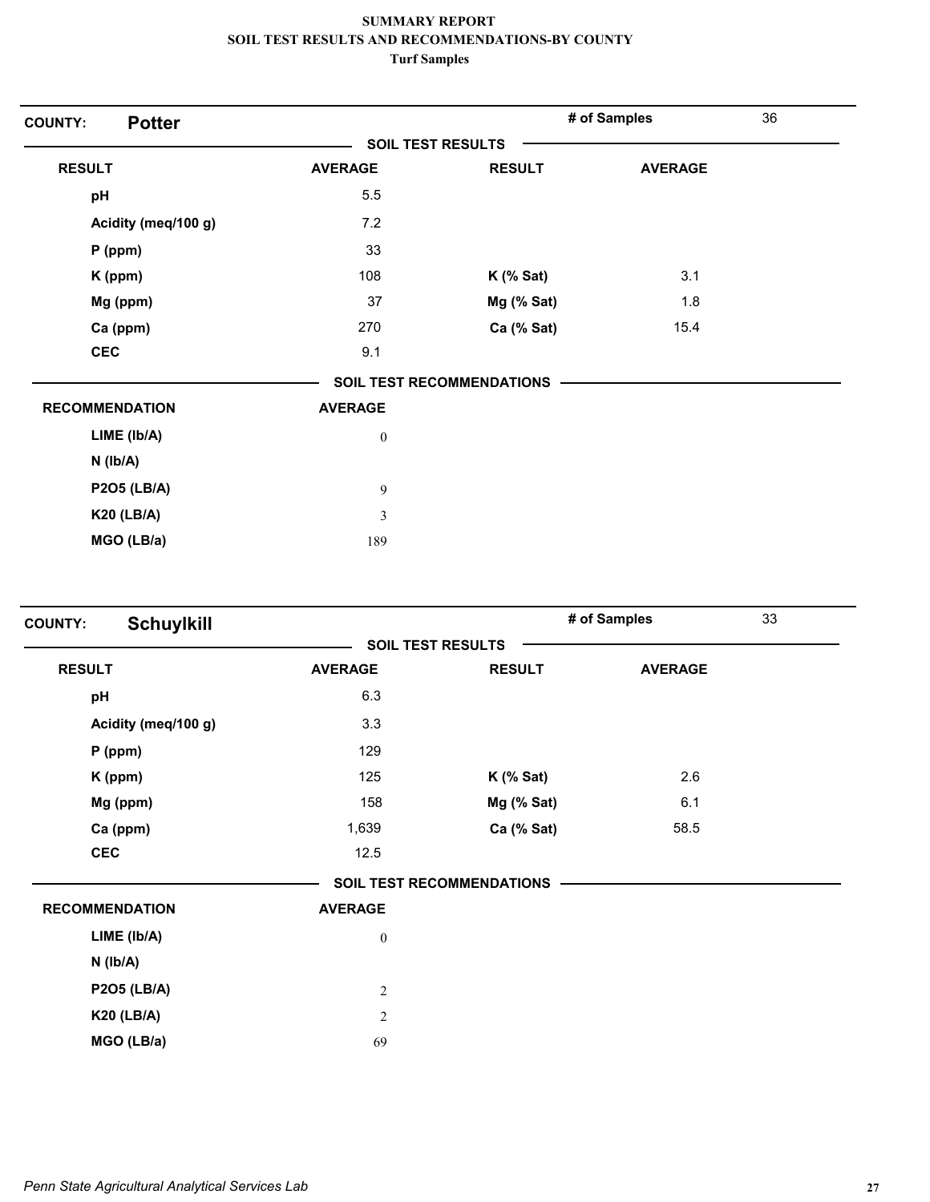**SUMMARY REPORT**
**SOIL TEST RESULTS AND RECOMMENDATIONS-BY COUNTY**
**Turf Samples**

## COUNTY: Potter

**# of Samples** 36

**SOIL TEST RESULTS**

| RESULT | AVERAGE | RESULT | AVERAGE |
|---|---|---|---|
| pH | 5.5 | | |
| Acidity (meq/100 g) | 7.2 | | |
| P (ppm) | 33 | | |
| K (ppm) | 108 | K (% Sat) | 3.1 |
| Mg (ppm) | 37 | Mg (% Sat) | 1.8 |
| Ca (ppm) | 270 | Ca (% Sat) | 15.4 |
| CEC | 9.1 | | |

**SOIL TEST RECOMMENDATIONS**

| RECOMMENDATION | AVERAGE |
|---|---|
| LIME (lb/A) | 0 |
| N (lb/A) | |
| P2O5 (LB/A) | 9 |
| K20 (LB/A) | 3 |
| MGO (LB/a) | 189 |

## COUNTY: Schuylkill

**# of Samples** 33

**SOIL TEST RESULTS**

| RESULT | AVERAGE | RESULT | AVERAGE |
|---|---|---|---|
| pH | 6.3 | | |
| Acidity (meq/100 g) | 3.3 | | |
| P (ppm) | 129 | | |
| K (ppm) | 125 | K (% Sat) | 2.6 |
| Mg (ppm) | 158 | Mg (% Sat) | 6.1 |
| Ca (ppm) | 1,639 | Ca (% Sat) | 58.5 |
| CEC | 12.5 | | |

**SOIL TEST RECOMMENDATIONS**

| RECOMMENDATION | AVERAGE |
|---|---|
| LIME (lb/A) | 0 |
| N (lb/A) | |
| P2O5 (LB/A) | 2 |
| K20 (LB/A) | 2 |
| MGO (LB/a) | 69 |

*Penn State Agricultural Analytical Services Lab*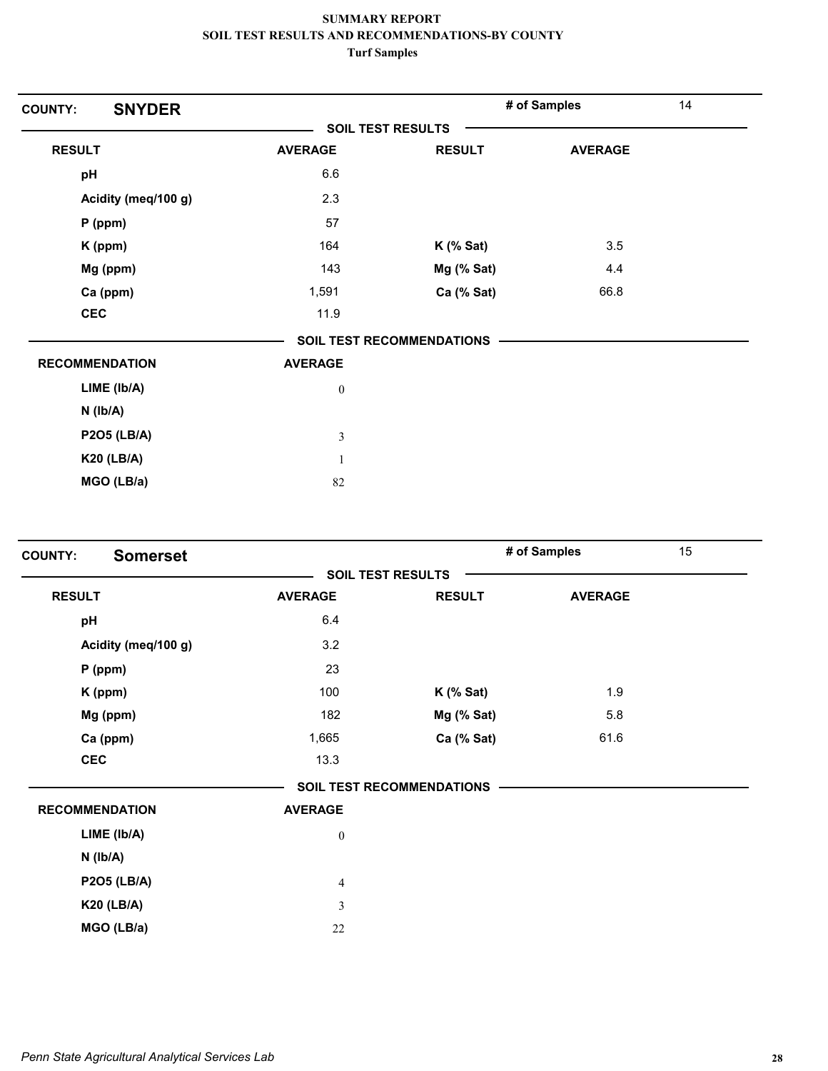# SUMMARY REPORT
## SOIL TEST RESULTS AND RECOMMENDATIONS-BY COUNTY
### Turf Samples

**COUNTY: SNYDER** | **# of Samples** 14

**SOIL TEST RESULTS**

| RESULT | AVERAGE | RESULT | AVERAGE |
|---|---|---|---|
| pH | 6.6 | | |
| Acidity (meq/100 g) | 2.3 | | |
| P (ppm) | 57 | | |
| K (ppm) | 164 | K (% Sat) | 3.5 |
| Mg (ppm) | 143 | Mg (% Sat) | 4.4 |
| Ca (ppm) | 1,591 | Ca (% Sat) | 66.8 |
| CEC | 11.9 | | |

**SOIL TEST RECOMMENDATIONS**

| RECOMMENDATION | AVERAGE |
|---|---|
| LIME (lb/A) | 0 |
| N (lb/A) | |
| P2O5 (LB/A) | 3 |
| K20 (LB/A) | 1 |
| MGO (LB/a) | 82 |

**COUNTY: Somerset** | **# of Samples** 15

**SOIL TEST RESULTS**

| RESULT | AVERAGE | RESULT | AVERAGE |
|---|---|---|---|
| pH | 6.4 | | |
| Acidity (meq/100 g) | 3.2 | | |
| P (ppm) | 23 | | |
| K (ppm) | 100 | K (% Sat) | 1.9 |
| Mg (ppm) | 182 | Mg (% Sat) | 5.8 |
| Ca (ppm) | 1,665 | Ca (% Sat) | 61.6 |
| CEC | 13.3 | | |

**SOIL TEST RECOMMENDATIONS**

| RECOMMENDATION | AVERAGE |
|---|---|
| LIME (lb/A) | 0 |
| N (lb/A) | |
| P2O5 (LB/A) | 4 |
| K20 (LB/A) | 3 |
| MGO (LB/a) | 22 |

*Penn State Agricultural Analytical Services Lab*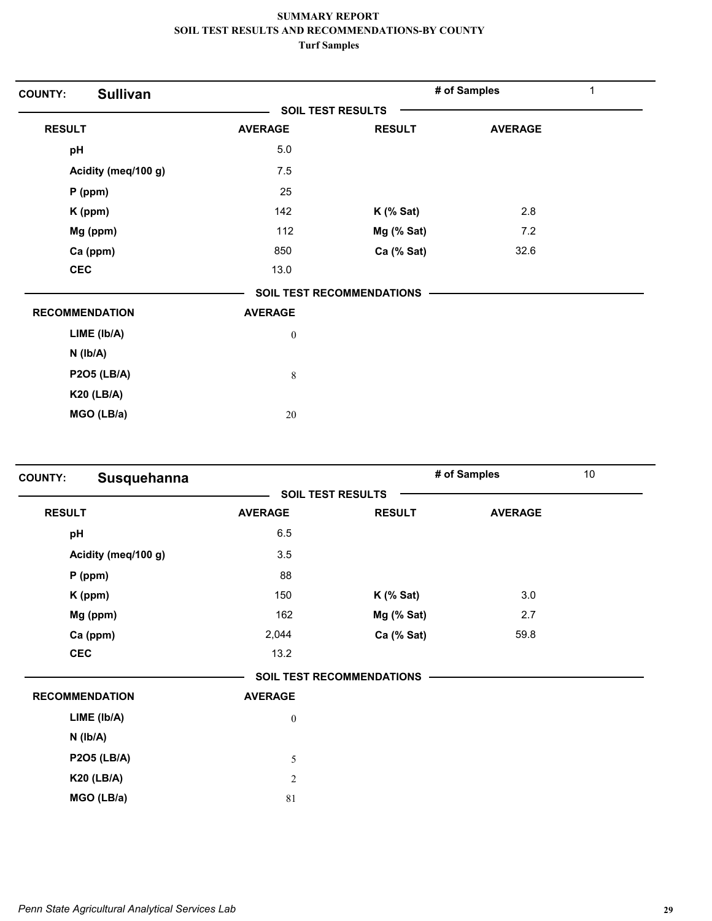**SUMMARY REPORT**
**SOIL TEST RESULTS AND RECOMMENDATIONS-BY COUNTY**
**Turf Samples**

**COUNTY: Sullivan** — **# of Samples** 1

**SOIL TEST RESULTS**

| RESULT | AVERAGE | RESULT | AVERAGE |
|---|---|---|---|
| pH | 5.0 | | |
| Acidity (meq/100 g) | 7.5 | | |
| P (ppm) | 25 | | |
| K (ppm) | 142 | K (% Sat) | 2.8 |
| Mg (ppm) | 112 | Mg (% Sat) | 7.2 |
| Ca (ppm) | 850 | Ca (% Sat) | 32.6 |
| CEC | 13.0 | | |

**SOIL TEST RECOMMENDATIONS**

| RECOMMENDATION | AVERAGE |
|---|---|
| LIME (lb/A) | 0 |
| N (lb/A) | |
| P2O5 (LB/A) | 8 |
| K20 (LB/A) | |
| MGO (LB/a) | 20 |

**COUNTY: Susquehanna** — **# of Samples** 10

**SOIL TEST RESULTS**

| RESULT | AVERAGE | RESULT | AVERAGE |
|---|---|---|---|
| pH | 6.5 | | |
| Acidity (meq/100 g) | 3.5 | | |
| P (ppm) | 88 | | |
| K (ppm) | 150 | K (% Sat) | 3.0 |
| Mg (ppm) | 162 | Mg (% Sat) | 2.7 |
| Ca (ppm) | 2,044 | Ca (% Sat) | 59.8 |
| CEC | 13.2 | | |

**SOIL TEST RECOMMENDATIONS**

| RECOMMENDATION | AVERAGE |
|---|---|
| LIME (lb/A) | 0 |
| N (lb/A) | |
| P2O5 (LB/A) | 5 |
| K20 (LB/A) | 2 |
| MGO (LB/a) | 81 |

*Penn State Agricultural Analytical Services Lab*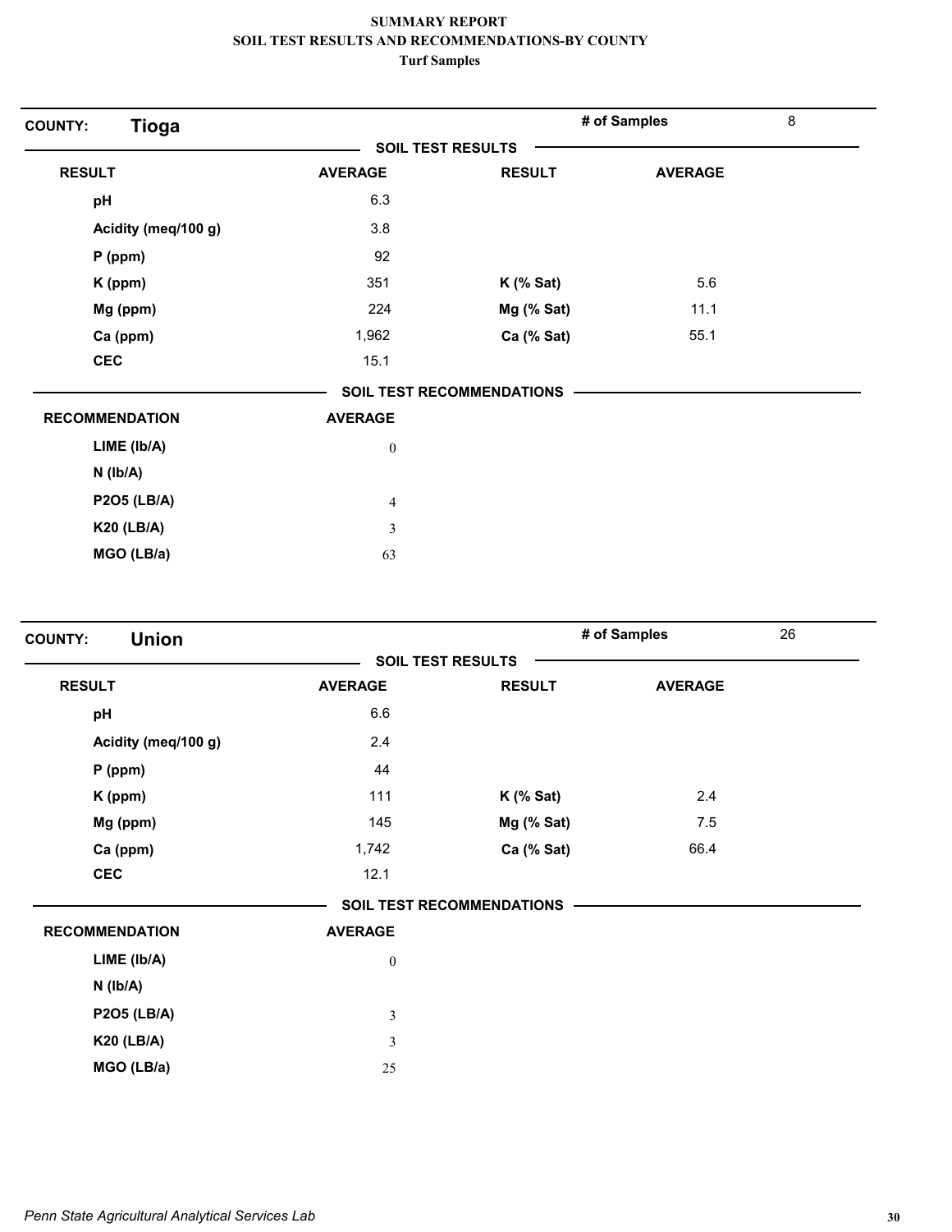**SUMMARY REPORT**
**SOIL TEST RESULTS AND RECOMMENDATIONS-BY COUNTY**
**Turf Samples**

## COUNTY: Tioga

**# of Samples** 8

**SOIL TEST RESULTS**

| RESULT | AVERAGE | RESULT | AVERAGE |
|---|---|---|---|
| pH | 6.3 | | |
| Acidity (meq/100 g) | 3.8 | | |
| P (ppm) | 92 | | |
| K (ppm) | 351 | K (% Sat) | 5.6 |
| Mg (ppm) | 224 | Mg (% Sat) | 11.1 |
| Ca (ppm) | 1,962 | Ca (% Sat) | 55.1 |
| CEC | 15.1 | | |

**SOIL TEST RECOMMENDATIONS**

| RECOMMENDATION | AVERAGE |
|---|---|
| LIME (lb/A) | 0 |
| N (lb/A) | |
| P2O5 (LB/A) | 4 |
| K20 (LB/A) | 3 |
| MGO (LB/a) | 63 |

## COUNTY: Union

**# of Samples** 26

**SOIL TEST RESULTS**

| RESULT | AVERAGE | RESULT | AVERAGE |
|---|---|---|---|
| pH | 6.6 | | |
| Acidity (meq/100 g) | 2.4 | | |
| P (ppm) | 44 | | |
| K (ppm) | 111 | K (% Sat) | 2.4 |
| Mg (ppm) | 145 | Mg (% Sat) | 7.5 |
| Ca (ppm) | 1,742 | Ca (% Sat) | 66.4 |
| CEC | 12.1 | | |

**SOIL TEST RECOMMENDATIONS**

| RECOMMENDATION | AVERAGE |
|---|---|
| LIME (lb/A) | 0 |
| N (lb/A) | |
| P2O5 (LB/A) | 3 |
| K20 (LB/A) | 3 |
| MGO (LB/a) | 25 |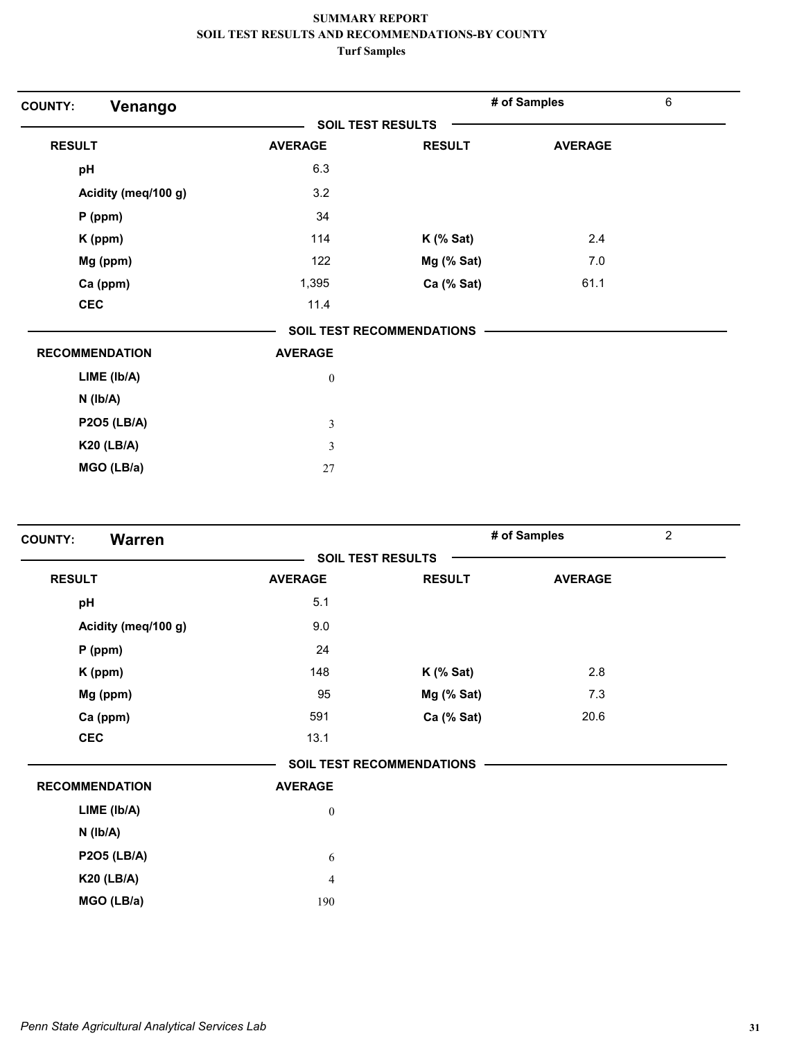# SUMMARY REPORT
## SOIL TEST RESULTS AND RECOMMENDATIONS-BY COUNTY
### Turf Samples

**COUNTY: Venango** — **# of Samples** 6

**SOIL TEST RESULTS**

| RESULT | AVERAGE | RESULT | AVERAGE |
|---|---|---|---|
| pH | 6.3 | | |
| Acidity (meq/100 g) | 3.2 | | |
| P (ppm) | 34 | | |
| K (ppm) | 114 | K (% Sat) | 2.4 |
| Mg (ppm) | 122 | Mg (% Sat) | 7.0 |
| Ca (ppm) | 1,395 | Ca (% Sat) | 61.1 |
| CEC | 11.4 | | |

**SOIL TEST RECOMMENDATIONS**

| RECOMMENDATION | AVERAGE |
|---|---|
| LIME (lb/A) | 0 |
| N (lb/A) | |
| P2O5 (LB/A) | 3 |
| K20 (LB/A) | 3 |
| MGO (LB/a) | 27 |

**COUNTY: Warren** — **# of Samples** 2

**SOIL TEST RESULTS**

| RESULT | AVERAGE | RESULT | AVERAGE |
|---|---|---|---|
| pH | 5.1 | | |
| Acidity (meq/100 g) | 9.0 | | |
| P (ppm) | 24 | | |
| K (ppm) | 148 | K (% Sat) | 2.8 |
| Mg (ppm) | 95 | Mg (% Sat) | 7.3 |
| Ca (ppm) | 591 | Ca (% Sat) | 20.6 |
| CEC | 13.1 | | |

**SOIL TEST RECOMMENDATIONS**

| RECOMMENDATION | AVERAGE |
|---|---|
| LIME (lb/A) | 0 |
| N (lb/A) | |
| P2O5 (LB/A) | 6 |
| K20 (LB/A) | 4 |
| MGO (LB/a) | 190 |

*Penn State Agricultural Analytical Services Lab*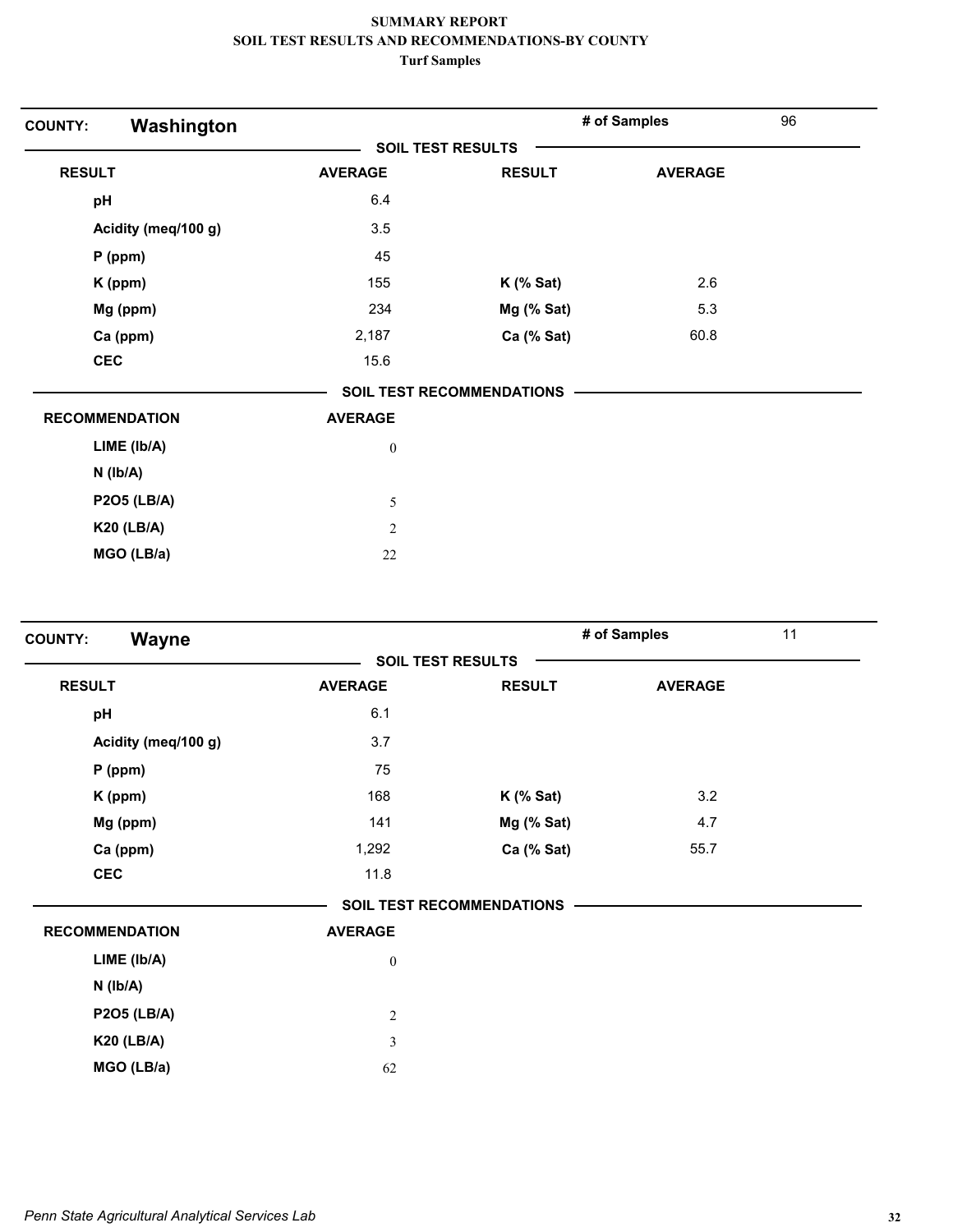# SUMMARY REPORT
## SOIL TEST RESULTS AND RECOMMENDATIONS-BY COUNTY
### Turf Samples

**COUNTY:** **Washington** — **# of Samples** 96

**SOIL TEST RESULTS**

| RESULT | AVERAGE | RESULT | AVERAGE |
|---|---|---|---|
| pH | 6.4 | | |
| Acidity (meq/100 g) | 3.5 | | |
| P (ppm) | 45 | | |
| K (ppm) | 155 | K (% Sat) | 2.6 |
| Mg (ppm) | 234 | Mg (% Sat) | 5.3 |
| Ca (ppm) | 2,187 | Ca (% Sat) | 60.8 |
| CEC | 15.6 | | |

**SOIL TEST RECOMMENDATIONS**

| RECOMMENDATION | AVERAGE |
|---|---|
| LIME (lb/A) | 0 |
| N (lb/A) | |
| P2O5 (LB/A) | 5 |
| K20 (LB/A) | 2 |
| MGO (LB/a) | 22 |

**COUNTY:** **Wayne** — **# of Samples** 11

**SOIL TEST RESULTS**

| RESULT | AVERAGE | RESULT | AVERAGE |
|---|---|---|---|
| pH | 6.1 | | |
| Acidity (meq/100 g) | 3.7 | | |
| P (ppm) | 75 | | |
| K (ppm) | 168 | K (% Sat) | 3.2 |
| Mg (ppm) | 141 | Mg (% Sat) | 4.7 |
| Ca (ppm) | 1,292 | Ca (% Sat) | 55.7 |
| CEC | 11.8 | | |

**SOIL TEST RECOMMENDATIONS**

| RECOMMENDATION | AVERAGE |
|---|---|
| LIME (lb/A) | 0 |
| N (lb/A) | |
| P2O5 (LB/A) | 2 |
| K20 (LB/A) | 3 |
| MGO (LB/a) | 62 |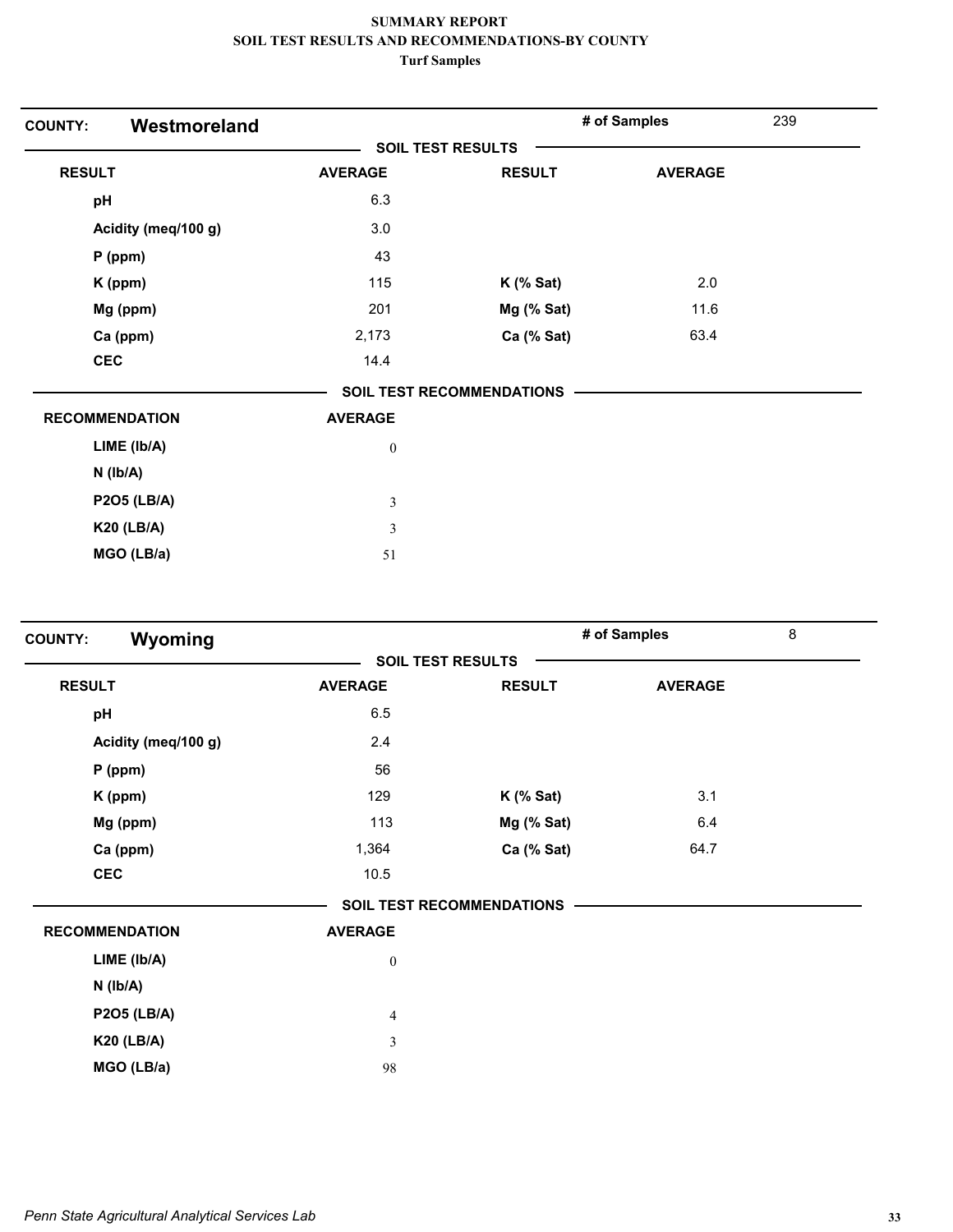# SUMMARY REPORT
## SOIL TEST RESULTS AND RECOMMENDATIONS-BY COUNTY
### Turf Samples

**COUNTY: Westmoreland** | **# of Samples** 239

**SOIL TEST RESULTS**

| RESULT | AVERAGE | RESULT | AVERAGE |
|---|---|---|---|
| pH | 6.3 | | |
| Acidity (meq/100 g) | 3.0 | | |
| P (ppm) | 43 | | |
| K (ppm) | 115 | K (% Sat) | 2.0 |
| Mg (ppm) | 201 | Mg (% Sat) | 11.6 |
| Ca (ppm) | 2,173 | Ca (% Sat) | 63.4 |
| CEC | 14.4 | | |

**SOIL TEST RECOMMENDATIONS**

| RECOMMENDATION | AVERAGE |
|---|---|
| LIME (lb/A) | 0 |
| N (lb/A) | |
| P2O5 (LB/A) | 3 |
| K20 (LB/A) | 3 |
| MGO (LB/a) | 51 |

**COUNTY: Wyoming** | **# of Samples** 8

**SOIL TEST RESULTS**

| RESULT | AVERAGE | RESULT | AVERAGE |
|---|---|---|---|
| pH | 6.5 | | |
| Acidity (meq/100 g) | 2.4 | | |
| P (ppm) | 56 | | |
| K (ppm) | 129 | K (% Sat) | 3.1 |
| Mg (ppm) | 113 | Mg (% Sat) | 6.4 |
| Ca (ppm) | 1,364 | Ca (% Sat) | 64.7 |
| CEC | 10.5 | | |

**SOIL TEST RECOMMENDATIONS**

| RECOMMENDATION | AVERAGE |
|---|---|
| LIME (lb/A) | 0 |
| N (lb/A) | |
| P2O5 (LB/A) | 4 |
| K20 (LB/A) | 3 |
| MGO (LB/a) | 98 |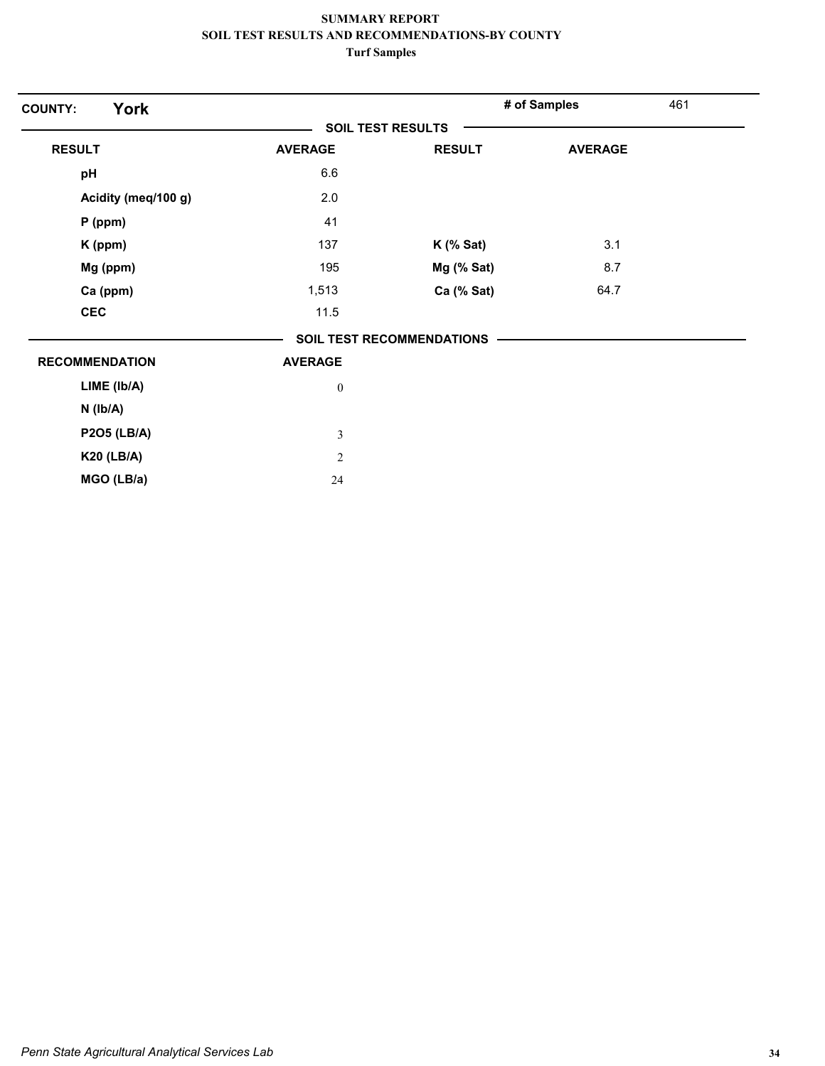**SUMMARY REPORT**
**SOIL TEST RESULTS AND RECOMMENDATIONS-BY COUNTY**
**Turf Samples**

| **COUNTY:** | **York** | | **# of Samples** | 461 |
|---|---|---|---|---|

**SOIL TEST RESULTS**

| RESULT | AVERAGE | RESULT | AVERAGE |
|---|---|---|---|
| pH | 6.6 | | |
| Acidity (meq/100 g) | 2.0 | | |
| P (ppm) | 41 | | |
| K (ppm) | 137 | K (% Sat) | 3.1 |
| Mg (ppm) | 195 | Mg (% Sat) | 8.7 |
| Ca (ppm) | 1,513 | Ca (% Sat) | 64.7 |
| CEC | 11.5 | | |

**SOIL TEST RECOMMENDATIONS**

| RECOMMENDATION | AVERAGE |
|---|---|
| LIME (lb/A) | 0 |
| N (lb/A) | |
| P2O5 (LB/A) | 3 |
| K20 (LB/A) | 2 |
| MGO (LB/a) | 24 |

*Penn State Agricultural Analytical Services Lab*